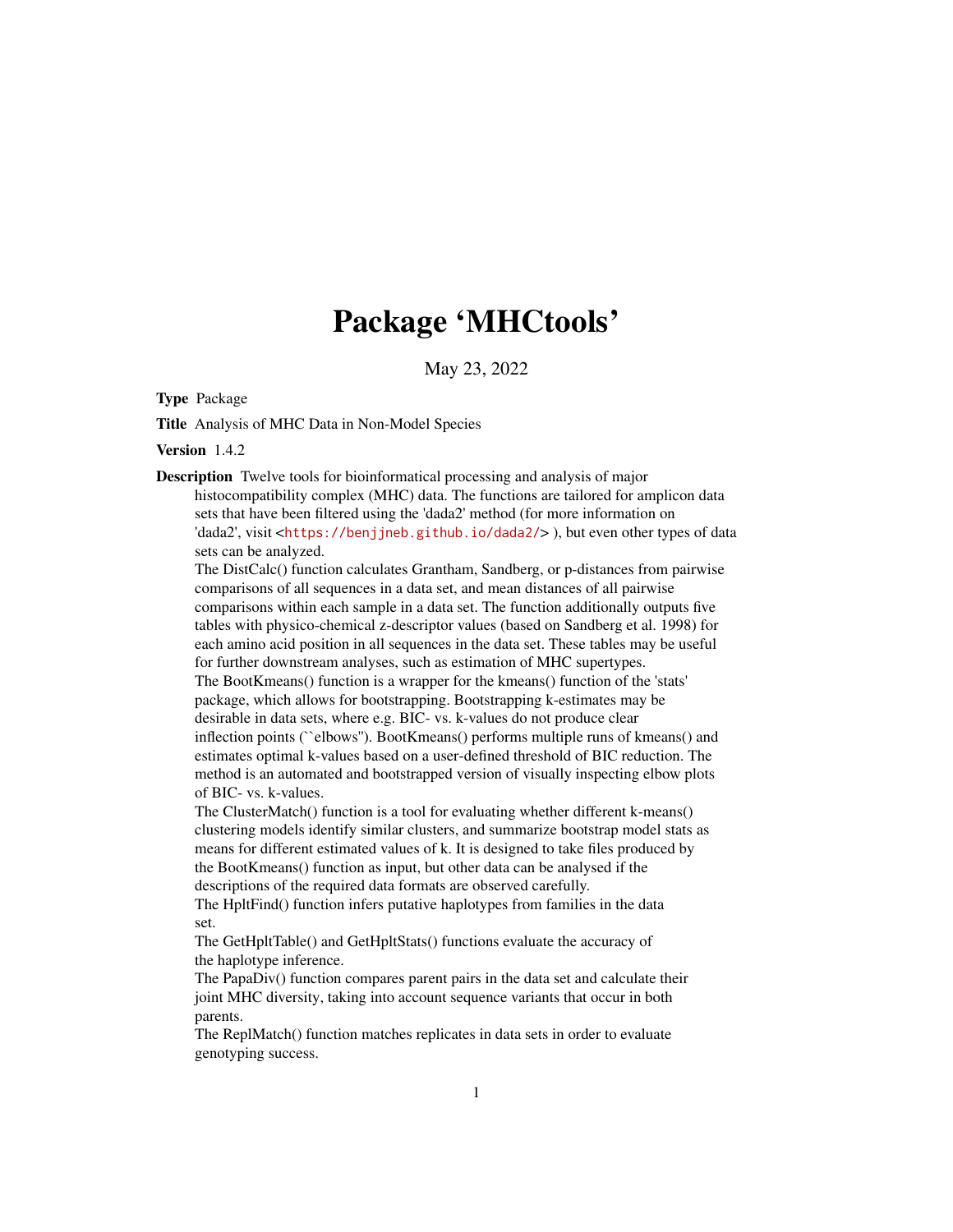# Package 'MHCtools'

May 23, 2022

**Type** Package

**Title** Analysis of MHC Data in Non-Model Species

**Version** 1.4.2

**Description** Twelve tools for bioinformatical processing and analysis of major histocompatibility complex (MHC) data. The functions are tailored for amplicon data sets that have been filtered using the 'dada2' method (for more information on 'dada2', visit <https://benjjneb.github.io/dada2/> ), but even other types of data sets can be analyzed.

The DistCalc() function calculates Grantham, Sandberg, or p-distances from pairwise comparisons of all sequences in a data set, and mean distances of all pairwise comparisons within each sample in a data set. The function additionally outputs five tables with physico-chemical z-descriptor values (based on Sandberg et al. 1998) for each amino acid position in all sequences in the data set. These tables may be useful for further downstream analyses, such as estimation of MHC supertypes.

The BootKmeans() function is a wrapper for the kmeans() function of the 'stats' package, which allows for bootstrapping. Bootstrapping k-estimates may be desirable in data sets, where e.g. BIC- vs. k-values do not produce clear inflection points (``elbows''). BootKmeans() performs multiple runs of kmeans() and estimates optimal k-values based on a user-defined threshold of BIC reduction. The method is an automated and bootstrapped version of visually inspecting elbow plots of BIC- vs. k-values.

The ClusterMatch() function is a tool for evaluating whether different k-means() clustering models identify similar clusters, and summarize bootstrap model stats as means for different estimated values of k. It is designed to take files produced by the BootKmeans() function as input, but other data can be analysed if the descriptions of the required data formats are observed carefully.

The HpltFind() function infers putative haplotypes from families in the data set.

The GetHpltTable() and GetHpltStats() functions evaluate the accuracy of the haplotype inference.

The PapaDiv() function compares parent pairs in the data set and calculate their joint MHC diversity, taking into account sequence variants that occur in both parents.

The ReplMatch() function matches replicates in data sets in order to evaluate genotyping success.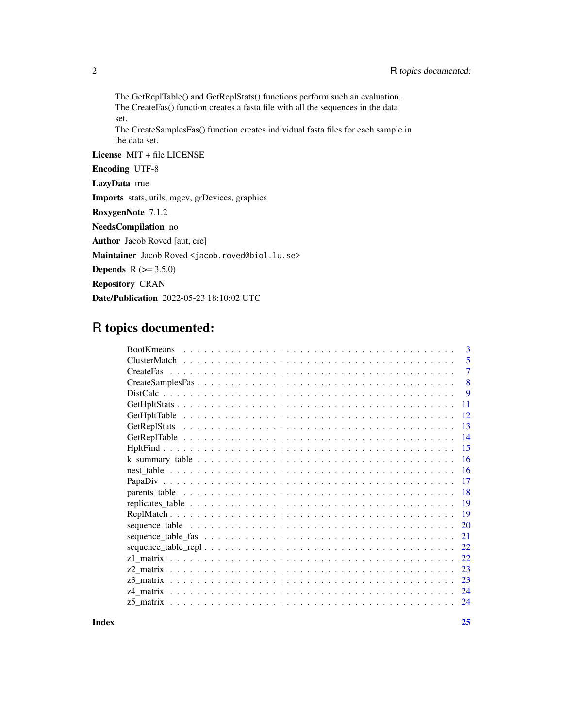The GetReplTable() and GetReplStats() functions perform such an evaluation.
The CreateFas() function creates a fasta file with all the sequences in the data set.
The CreateSamplesFas() function creates individual fasta files for each sample in the data set.

**License** MIT + file LICENSE

**Encoding** UTF-8

**LazyData** true

**Imports** stats, utils, mgcv, grDevices, graphics

**RoxygenNote** 7.1.2

**NeedsCompilation** no

**Author** Jacob Roved [aut, cre]

**Maintainer** Jacob Roved <jacob.roved@biol.lu.se>

**Depends** R (>= 3.5.0)

**Repository** CRAN

**Date/Publication** 2022-05-23 18:10:02 UTC

# R topics documented:

| | |
|---|---|
| BootKmeans | 3 |
| ClusterMatch | 5 |
| CreateFas | 7 |
| CreateSamplesFas | 8 |
| DistCalc | 9 |
| GetHpltStats | 11 |
| GetHpltTable | 12 |
| GetReplStats | 13 |
| GetReplTable | 14 |
| HpltFind | 15 |
| k_summary_table | 16 |
| nest_table | 16 |
| PapaDiv | 17 |
| parents_table | 18 |
| replicates_table | 19 |
| ReplMatch | 19 |
| sequence_table | 20 |
| sequence_table_fas | 21 |
| sequence_table_repl | 22 |
| z1_matrix | 22 |
| z2_matrix | 23 |
| z3_matrix | 23 |
| z4_matrix | 24 |
| z5_matrix | 24 |

**Index** **25**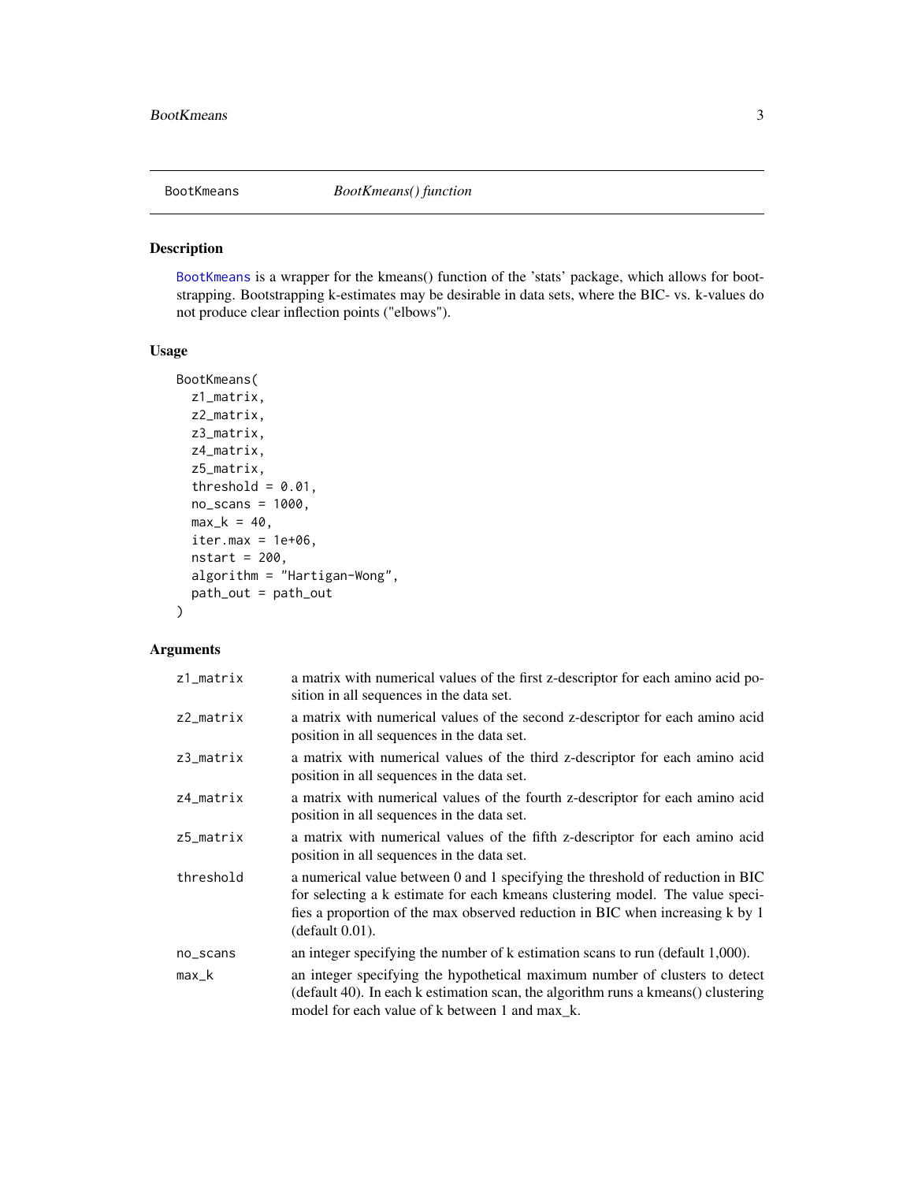## BootKmeans    *BootKmeans() function*

### Description

BootKmeans is a wrapper for the kmeans() function of the 'stats' package, which allows for bootstrapping. Bootstrapping k-estimates may be desirable in data sets, where the BIC- vs. k-values do not produce clear inflection points ("elbows").

### Usage

```
BootKmeans(
  z1_matrix,
  z2_matrix,
  z3_matrix,
  z4_matrix,
  z5_matrix,
  threshold = 0.01,
  no_scans = 1000,
  max_k = 40,
  iter.max = 1e+06,
  nstart = 200,
  algorithm = "Hartigan-Wong",
  path_out = path_out
)
```

### Arguments

| | |
|---|---|
| z1_matrix | a matrix with numerical values of the first z-descriptor for each amino acid position in all sequences in the data set. |
| z2_matrix | a matrix with numerical values of the second z-descriptor for each amino acid position in all sequences in the data set. |
| z3_matrix | a matrix with numerical values of the third z-descriptor for each amino acid position in all sequences in the data set. |
| z4_matrix | a matrix with numerical values of the fourth z-descriptor for each amino acid position in all sequences in the data set. |
| z5_matrix | a matrix with numerical values of the fifth z-descriptor for each amino acid position in all sequences in the data set. |
| threshold | a numerical value between 0 and 1 specifying the threshold of reduction in BIC for selecting a k estimate for each kmeans clustering model. The value specifies a proportion of the max observed reduction in BIC when increasing k by 1 (default 0.01). |
| no_scans | an integer specifying the number of k estimation scans to run (default 1,000). |
| max_k | an integer specifying the hypothetical maximum number of clusters to detect (default 40). In each k estimation scan, the algorithm runs a kmeans() clustering model for each value of k between 1 and max_k. |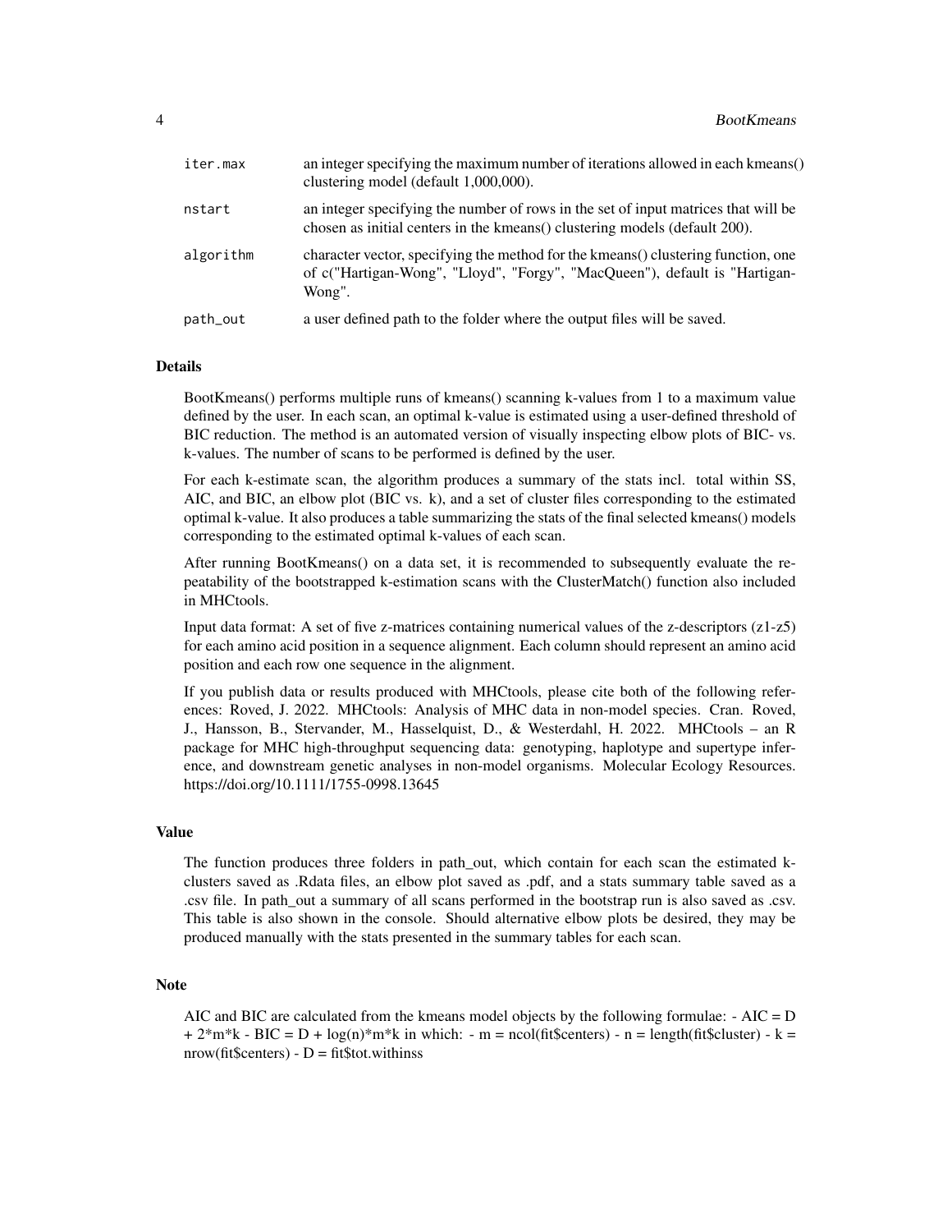| | |
|---|---|
| iter.max | an integer specifying the maximum number of iterations allowed in each kmeans() clustering model (default 1,000,000). |
| nstart | an integer specifying the number of rows in the set of input matrices that will be chosen as initial centers in the kmeans() clustering models (default 200). |
| algorithm | character vector, specifying the method for the kmeans() clustering function, one of c("Hartigan-Wong", "Lloyd", "Forgy", "MacQueen"), default is "Hartigan-Wong". |
| path_out | a user defined path to the folder where the output files will be saved. |

## Details

BootKmeans() performs multiple runs of kmeans() scanning k-values from 1 to a maximum value defined by the user. In each scan, an optimal k-value is estimated using a user-defined threshold of BIC reduction. The method is an automated version of visually inspecting elbow plots of BIC- vs. k-values. The number of scans to be performed is defined by the user.

For each k-estimate scan, the algorithm produces a summary of the stats incl. total within SS, AIC, and BIC, an elbow plot (BIC vs. k), and a set of cluster files corresponding to the estimated optimal k-value. It also produces a table summarizing the stats of the final selected kmeans() models corresponding to the estimated optimal k-values of each scan.

After running BootKmeans() on a data set, it is recommended to subsequently evaluate the repeatability of the bootstrapped k-estimation scans with the ClusterMatch() function also included in MHCtools.

Input data format: A set of five z-matrices containing numerical values of the z-descriptors (z1-z5) for each amino acid position in a sequence alignment. Each column should represent an amino acid position and each row one sequence in the alignment.

If you publish data or results produced with MHCtools, please cite both of the following references: Roved, J. 2022. MHCtools: Analysis of MHC data in non-model species. Cran. Roved, J., Hansson, B., Stervander, M., Hasselquist, D., & Westerdahl, H. 2022. MHCtools – an R package for MHC high-throughput sequencing data: genotyping, haplotype and supertype inference, and downstream genetic analyses in non-model organisms. Molecular Ecology Resources. https://doi.org/10.1111/1755-0998.13645

## Value

The function produces three folders in path_out, which contain for each scan the estimated k-clusters saved as .Rdata files, an elbow plot saved as .pdf, and a stats summary table saved as a .csv file. In path_out a summary of all scans performed in the bootstrap run is also saved as .csv. This table is also shown in the console. Should alternative elbow plots be desired, they may be produced manually with the stats presented in the summary tables for each scan.

## Note

AIC and BIC are calculated from the kmeans model objects by the following formulae: - AIC = D + 2\*m\*k - BIC = D + log(n)\*m\*k in which: - m = ncol(fit$centers) - n = length(fit$cluster) - k = nrow(fit$centers) - D = fit$tot.withinss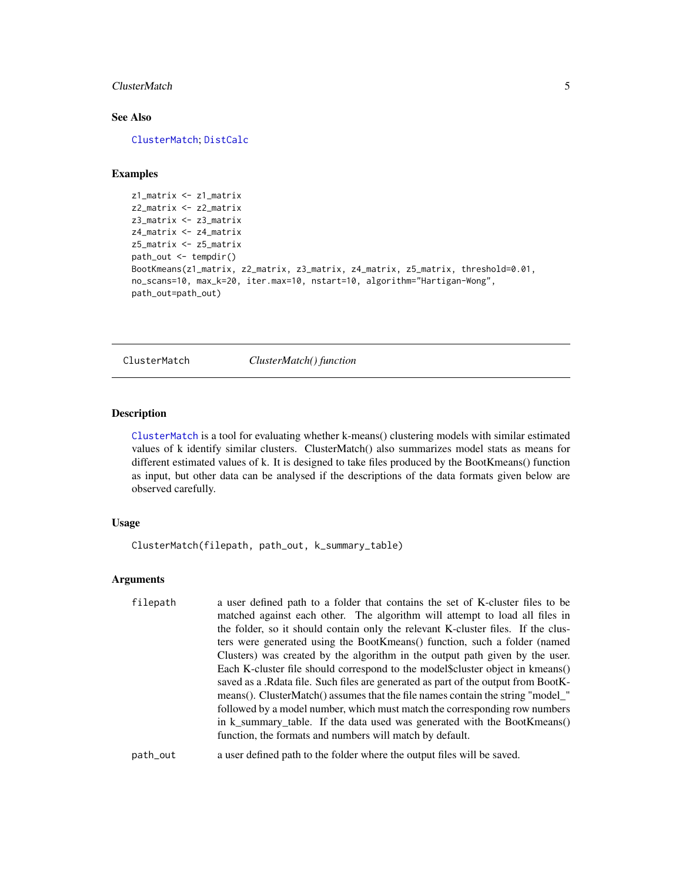## See Also

ClusterMatch; DistCalc

## Examples

```
z1_matrix <- z1_matrix
z2_matrix <- z2_matrix
z3_matrix <- z3_matrix
z4_matrix <- z4_matrix
z5_matrix <- z5_matrix
path_out <- tempdir()
BootKmeans(z1_matrix, z2_matrix, z3_matrix, z4_matrix, z5_matrix, threshold=0.01,
no_scans=10, max_k=20, iter.max=10, nstart=10, algorithm="Hartigan-Wong",
path_out=path_out)
```

---

# ClusterMatch — *ClusterMatch() function*

## Description

ClusterMatch is a tool for evaluating whether k-means() clustering models with similar estimated values of k identify similar clusters. ClusterMatch() also summarizes model stats as means for different estimated values of k. It is designed to take files produced by the BootKmeans() function as input, but other data can be analysed if the descriptions of the data formats given below are observed carefully.

## Usage

```
ClusterMatch(filepath, path_out, k_summary_table)
```

## Arguments

| | |
|---|---|
| filepath | a user defined path to a folder that contains the set of K-cluster files to be matched against each other. The algorithm will attempt to load all files in the folder, so it should contain only the relevant K-cluster files. If the clusters were generated using the BootKmeans() function, such a folder (named Clusters) was created by the algorithm in the output path given by the user. Each K-cluster file should correspond to the model$cluster object in kmeans() saved as a .Rdata file. Such files are generated as part of the output from BootKmeans(). ClusterMatch() assumes that the file names contain the string "model_" followed by a model number, which must match the corresponding row numbers in k_summary_table. If the data used was generated with the BootKmeans() function, the formats and numbers will match by default. |
| path_out | a user defined path to the folder where the output files will be saved. |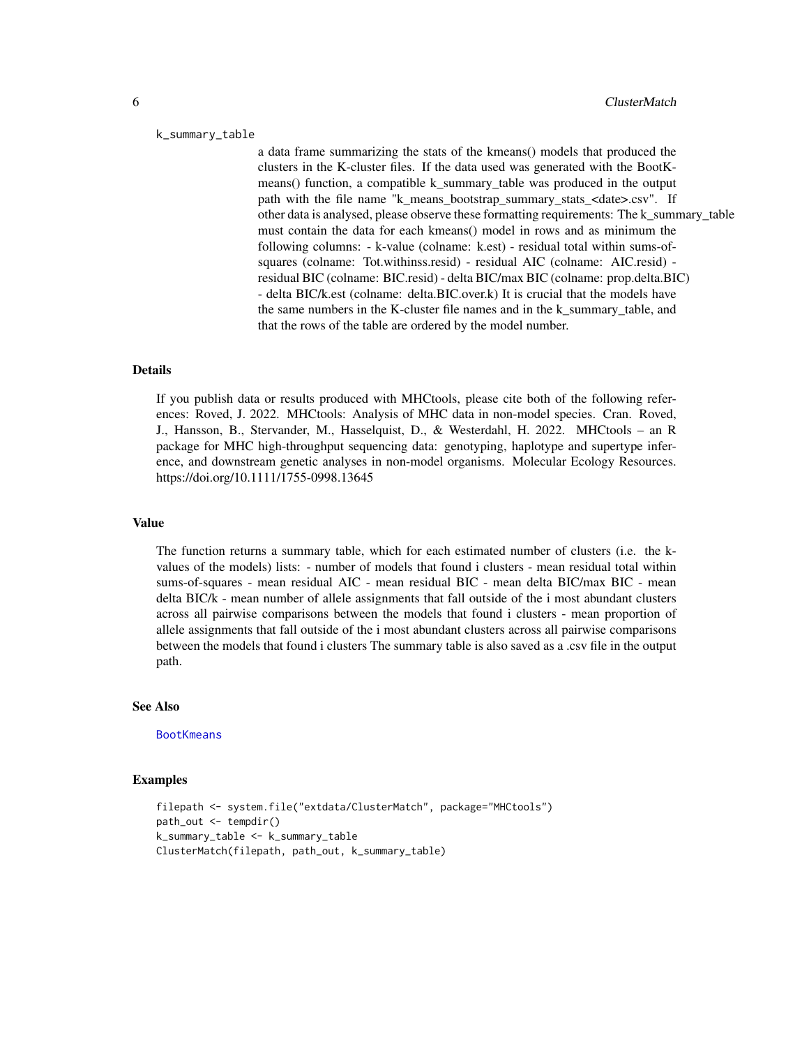k_summary_table

a data frame summarizing the stats of the kmeans() models that produced the clusters in the K-cluster files. If the data used was generated with the BootKmeans() function, a compatible k_summary_table was produced in the output path with the file name "k_means_bootstrap_summary_stats_<date>.csv". If other data is analysed, please observe these formatting requirements: The k_summary_table must contain the data for each kmeans() model in rows and as minimum the following columns: - k-value (colname: k.est) - residual total within sums-of-squares (colname: Tot.withinss.resid) - residual AIC (colname: AIC.resid) - residual BIC (colname: BIC.resid) - delta BIC/max BIC (colname: prop.delta.BIC) - delta BIC/k.est (colname: delta.BIC.over.k) It is crucial that the models have the same numbers in the K-cluster file names and in the k_summary_table, and that the rows of the table are ordered by the model number.

## Details

If you publish data or results produced with MHCtools, please cite both of the following references: Roved, J. 2022. MHCtools: Analysis of MHC data in non-model species. Cran. Roved, J., Hansson, B., Stervander, M., Hasselquist, D., & Westerdahl, H. 2022. MHCtools – an R package for MHC high-throughput sequencing data: genotyping, haplotype and supertype inference, and downstream genetic analyses in non-model organisms. Molecular Ecology Resources. https://doi.org/10.1111/1755-0998.13645

## Value

The function returns a summary table, which for each estimated number of clusters (i.e. the k-values of the models) lists: - number of models that found i clusters - mean residual total within sums-of-squares - mean residual AIC - mean residual BIC - mean delta BIC/max BIC - mean delta BIC/k - mean number of allele assignments that fall outside of the i most abundant clusters across all pairwise comparisons between the models that found i clusters - mean proportion of allele assignments that fall outside of the i most abundant clusters across all pairwise comparisons between the models that found i clusters The summary table is also saved as a .csv file in the output path.

## See Also

BootKmeans

## Examples

```
filepath <- system.file("extdata/ClusterMatch", package="MHCtools")
path_out <- tempdir()
k_summary_table <- k_summary_table
ClusterMatch(filepath, path_out, k_summary_table)
```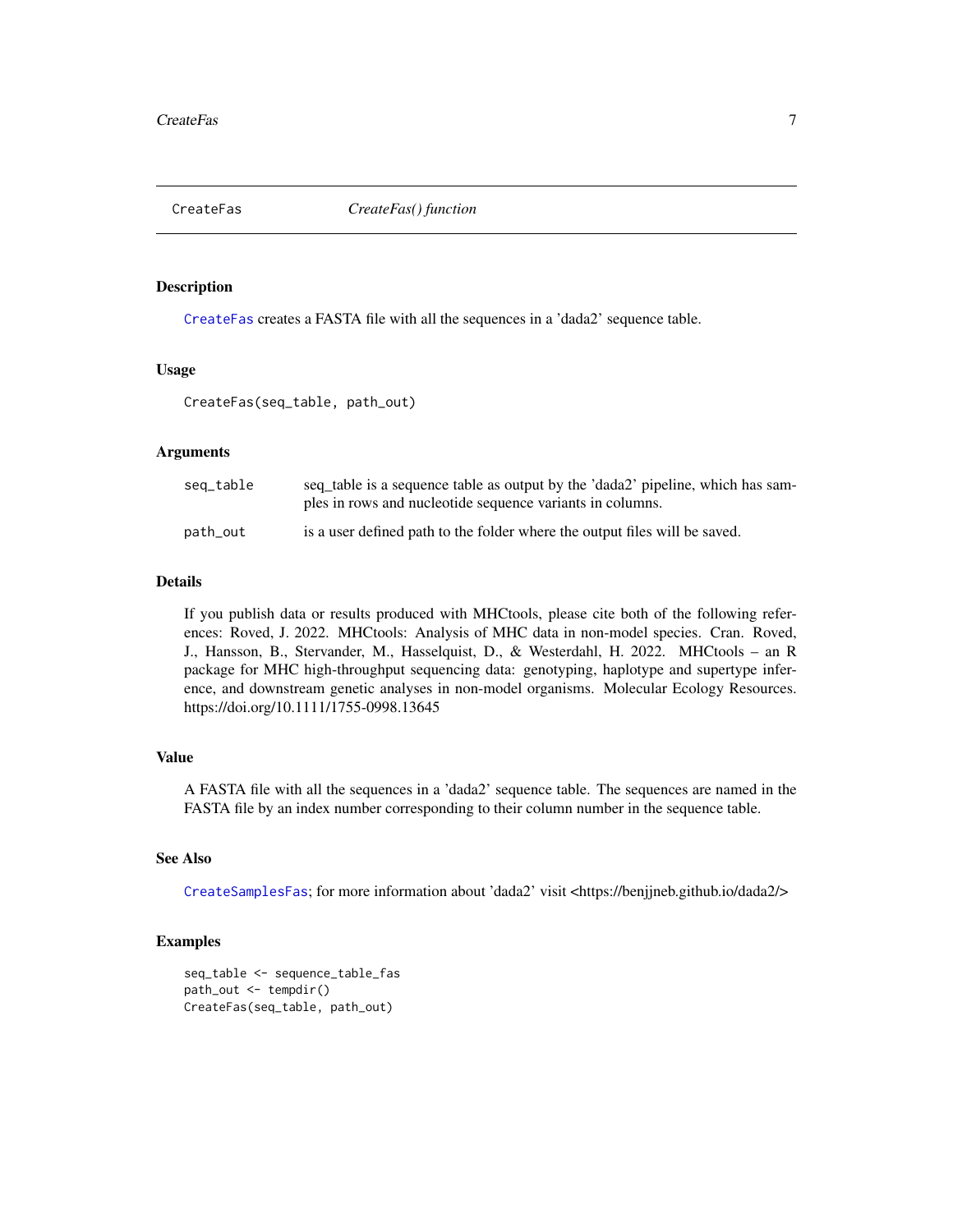## CreateFas    *CreateFas() function*

### Description

CreateFas creates a FASTA file with all the sequences in a 'dada2' sequence table.

### Usage

```
CreateFas(seq_table, path_out)
```

### Arguments

| | |
|---|---|
| seq_table | seq_table is a sequence table as output by the 'dada2' pipeline, which has samples in rows and nucleotide sequence variants in columns. |
| path_out | is a user defined path to the folder where the output files will be saved. |

### Details

If you publish data or results produced with MHCtools, please cite both of the following references: Roved, J. 2022. MHCtools: Analysis of MHC data in non-model species. Cran. Roved, J., Hansson, B., Stervander, M., Hasselquist, D., & Westerdahl, H. 2022. MHCtools – an R package for MHC high-throughput sequencing data: genotyping, haplotype and supertype inference, and downstream genetic analyses in non-model organisms. Molecular Ecology Resources. https://doi.org/10.1111/1755-0998.13645

### Value

A FASTA file with all the sequences in a 'dada2' sequence table. The sequences are named in the FASTA file by an index number corresponding to their column number in the sequence table.

### See Also

CreateSamplesFas; for more information about 'dada2' visit <https://benjjneb.github.io/dada2/>

### Examples

```
seq_table <- sequence_table_fas
path_out <- tempdir()
CreateFas(seq_table, path_out)
```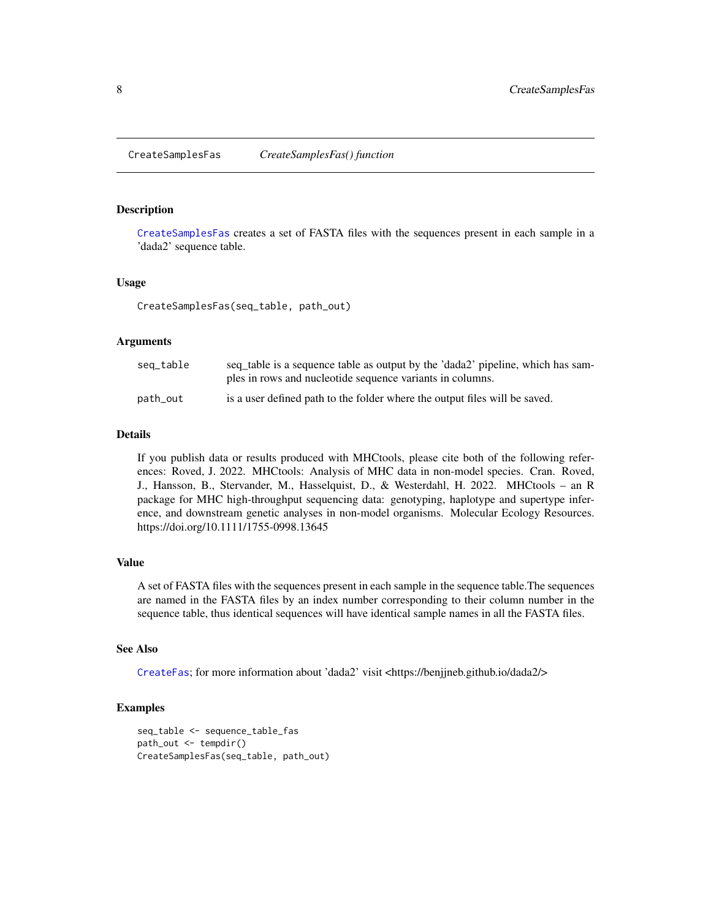CreateSamplesFas    *CreateSamplesFas() function*

## Description

CreateSamplesFas creates a set of FASTA files with the sequences present in each sample in a 'dada2' sequence table.

## Usage

```
CreateSamplesFas(seq_table, path_out)
```

## Arguments

| | |
|---|---|
| seq_table | seq_table is a sequence table as output by the 'dada2' pipeline, which has samples in rows and nucleotide sequence variants in columns. |
| path_out | is a user defined path to the folder where the output files will be saved. |

## Details

If you publish data or results produced with MHCtools, please cite both of the following references: Roved, J. 2022. MHCtools: Analysis of MHC data in non-model species. Cran. Roved, J., Hansson, B., Stervander, M., Hasselquist, D., & Westerdahl, H. 2022. MHCtools – an R package for MHC high-throughput sequencing data: genotyping, haplotype and supertype inference, and downstream genetic analyses in non-model organisms. Molecular Ecology Resources. https://doi.org/10.1111/1755-0998.13645

## Value

A set of FASTA files with the sequences present in each sample in the sequence table.The sequences are named in the FASTA files by an index number corresponding to their column number in the sequence table, thus identical sequences will have identical sample names in all the FASTA files.

## See Also

CreateFas; for more information about 'dada2' visit <https://benjjneb.github.io/dada2/>

## Examples

```
seq_table <- sequence_table_fas
path_out <- tempdir()
CreateSamplesFas(seq_table, path_out)
```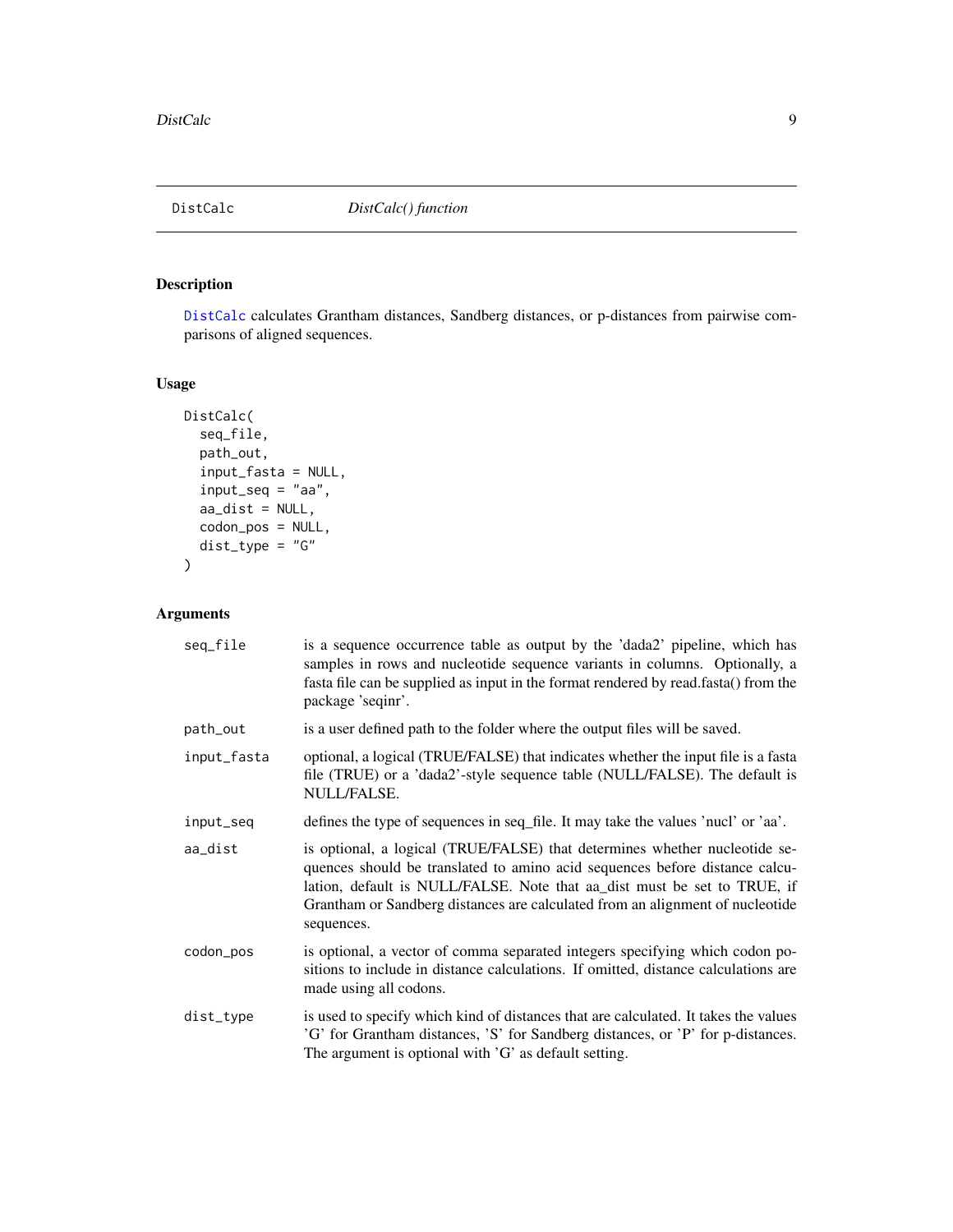## DistCalc *DistCalc() function*

### Description

DistCalc calculates Grantham distances, Sandberg distances, or p-distances from pairwise comparisons of aligned sequences.

### Usage

```
DistCalc(
  seq_file,
  path_out,
  input_fasta = NULL,
  input_seq = "aa",
  aa_dist = NULL,
  codon_pos = NULL,
  dist_type = "G"
)
```

### Arguments

| | |
|---|---|
| seq_file | is a sequence occurrence table as output by the 'dada2' pipeline, which has samples in rows and nucleotide sequence variants in columns. Optionally, a fasta file can be supplied as input in the format rendered by read.fasta() from the package 'seqinr'. |
| path_out | is a user defined path to the folder where the output files will be saved. |
| input_fasta | optional, a logical (TRUE/FALSE) that indicates whether the input file is a fasta file (TRUE) or a 'dada2'-style sequence table (NULL/FALSE). The default is NULL/FALSE. |
| input_seq | defines the type of sequences in seq_file. It may take the values 'nucl' or 'aa'. |
| aa_dist | is optional, a logical (TRUE/FALSE) that determines whether nucleotide sequences should be translated to amino acid sequences before distance calculation, default is NULL/FALSE. Note that aa_dist must be set to TRUE, if Grantham or Sandberg distances are calculated from an alignment of nucleotide sequences. |
| codon_pos | is optional, a vector of comma separated integers specifying which codon positions to include in distance calculations. If omitted, distance calculations are made using all codons. |
| dist_type | is used to specify which kind of distances that are calculated. It takes the values 'G' for Grantham distances, 'S' for Sandberg distances, or 'P' for p-distances. The argument is optional with 'G' as default setting. |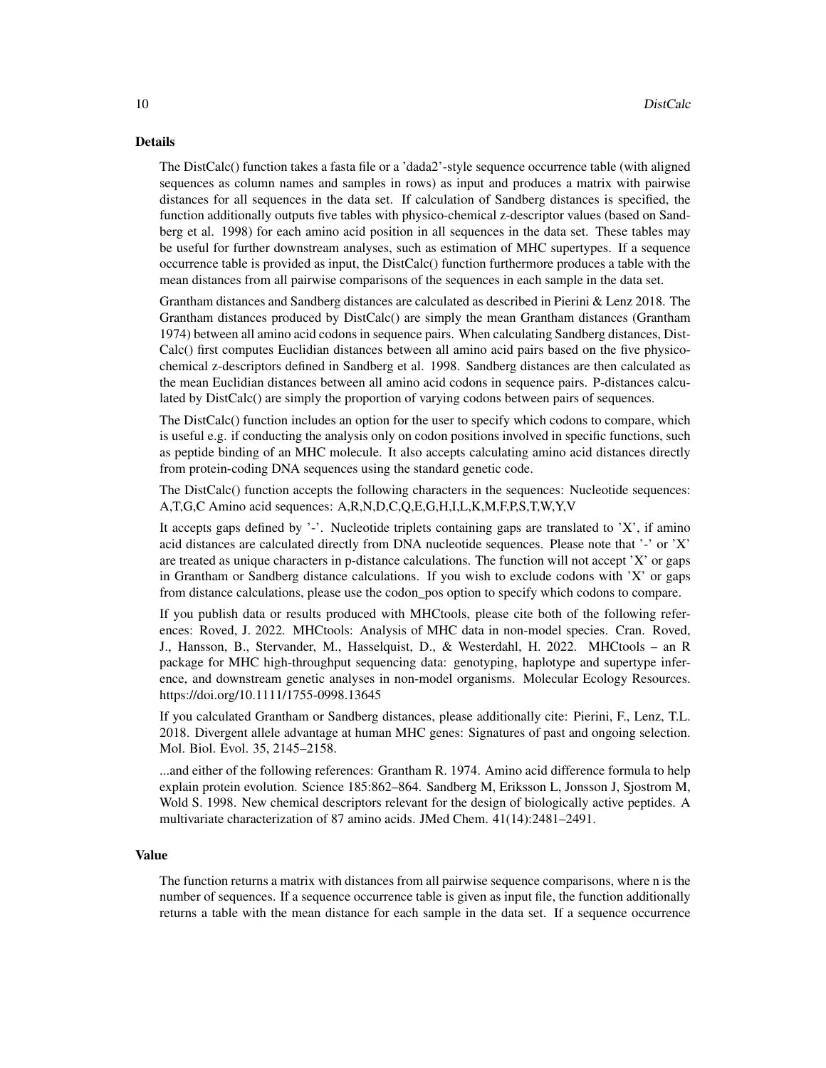### Details

The DistCalc() function takes a fasta file or a 'dada2'-style sequence occurrence table (with aligned sequences as column names and samples in rows) as input and produces a matrix with pairwise distances for all sequences in the data set. If calculation of Sandberg distances is specified, the function additionally outputs five tables with physico-chemical z-descriptor values (based on Sandberg et al. 1998) for each amino acid position in all sequences in the data set. These tables may be useful for further downstream analyses, such as estimation of MHC supertypes. If a sequence occurrence table is provided as input, the DistCalc() function furthermore produces a table with the mean distances from all pairwise comparisons of the sequences in each sample in the data set.

Grantham distances and Sandberg distances are calculated as described in Pierini & Lenz 2018. The Grantham distances produced by DistCalc() are simply the mean Grantham distances (Grantham 1974) between all amino acid codons in sequence pairs. When calculating Sandberg distances, DistCalc() first computes Euclidian distances between all amino acid pairs based on the five physico-chemical z-descriptors defined in Sandberg et al. 1998. Sandberg distances are then calculated as the mean Euclidian distances between all amino acid codons in sequence pairs. P-distances calculated by DistCalc() are simply the proportion of varying codons between pairs of sequences.

The DistCalc() function includes an option for the user to specify which codons to compare, which is useful e.g. if conducting the analysis only on codon positions involved in specific functions, such as peptide binding of an MHC molecule. It also accepts calculating amino acid distances directly from protein-coding DNA sequences using the standard genetic code.

The DistCalc() function accepts the following characters in the sequences: Nucleotide sequences: A,T,G,C Amino acid sequences: A,R,N,D,C,Q,E,G,H,I,L,K,M,F,P,S,T,W,Y,V

It accepts gaps defined by '-'. Nucleotide triplets containing gaps are translated to 'X', if amino acid distances are calculated directly from DNA nucleotide sequences. Please note that '-' or 'X' are treated as unique characters in p-distance calculations. The function will not accept 'X' or gaps in Grantham or Sandberg distance calculations. If you wish to exclude codons with 'X' or gaps from distance calculations, please use the codon_pos option to specify which codons to compare.

If you publish data or results produced with MHCtools, please cite both of the following references: Roved, J. 2022. MHCtools: Analysis of MHC data in non-model species. Cran. Roved, J., Hansson, B., Stervander, M., Hasselquist, D., & Westerdahl, H. 2022. MHCtools – an R package for MHC high-throughput sequencing data: genotyping, haplotype and supertype inference, and downstream genetic analyses in non-model organisms. Molecular Ecology Resources. https://doi.org/10.1111/1755-0998.13645

If you calculated Grantham or Sandberg distances, please additionally cite: Pierini, F., Lenz, T.L. 2018. Divergent allele advantage at human MHC genes: Signatures of past and ongoing selection. Mol. Biol. Evol. 35, 2145–2158.

...and either of the following references: Grantham R. 1974. Amino acid difference formula to help explain protein evolution. Science 185:862–864. Sandberg M, Eriksson L, Jonsson J, Sjostrom M, Wold S. 1998. New chemical descriptors relevant for the design of biologically active peptides. A multivariate characterization of 87 amino acids. JMed Chem. 41(14):2481–2491.

### Value

The function returns a matrix with distances from all pairwise sequence comparisons, where n is the number of sequences. If a sequence occurrence table is given as input file, the function additionally returns a table with the mean distance for each sample in the data set. If a sequence occurrence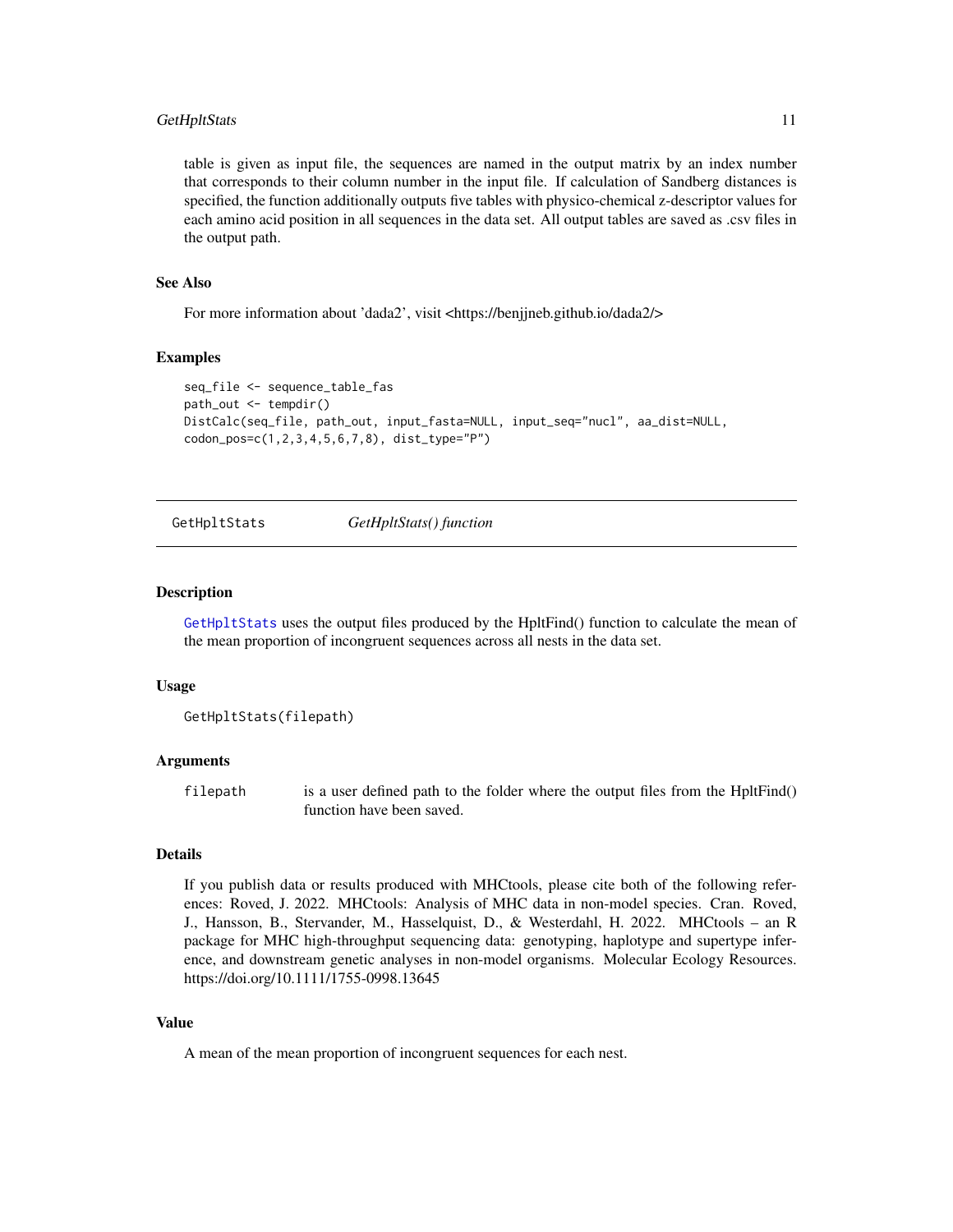table is given as input file, the sequences are named in the output matrix by an index number that corresponds to their column number in the input file. If calculation of Sandberg distances is specified, the function additionally outputs five tables with physico-chemical z-descriptor values for each amino acid position in all sequences in the data set. All output tables are saved as .csv files in the output path.

### See Also

For more information about 'dada2', visit <https://benjjneb.github.io/dada2/>

### Examples

```
seq_file <- sequence_table_fas
path_out <- tempdir()
DistCalc(seq_file, path_out, input_fasta=NULL, input_seq="nucl", aa_dist=NULL,
codon_pos=c(1,2,3,4,5,6,7,8), dist_type="P")
```

---

## GetHpltStats *GetHpltStats() function*

---

### Description

GetHpltStats uses the output files produced by the HpltFind() function to calculate the mean of the mean proportion of incongruent sequences across all nests in the data set.

### Usage

```
GetHpltStats(filepath)
```

### Arguments

| | |
|---|---|
| filepath | is a user defined path to the folder where the output files from the HpltFind() function have been saved. |

### Details

If you publish data or results produced with MHCtools, please cite both of the following references: Roved, J. 2022. MHCtools: Analysis of MHC data in non-model species. Cran. Roved, J., Hansson, B., Stervander, M., Hasselquist, D., & Westerdahl, H. 2022. MHCtools – an R package for MHC high-throughput sequencing data: genotyping, haplotype and supertype inference, and downstream genetic analyses in non-model organisms. Molecular Ecology Resources. https://doi.org/10.1111/1755-0998.13645

### Value

A mean of the mean proportion of incongruent sequences for each nest.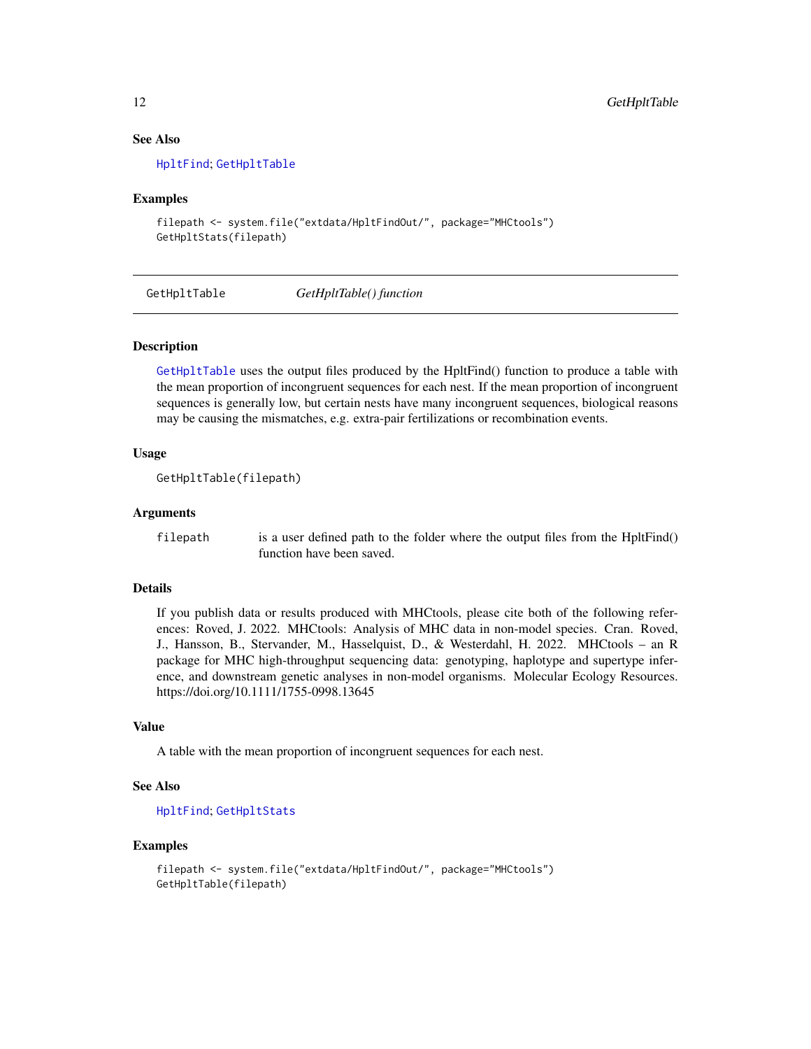## See Also

HpltFind; GetHpltTable

## Examples

```
filepath <- system.file("extdata/HpltFindOut/", package="MHCtools")
GetHpltStats(filepath)
```

---

# GetHpltTable *GetHpltTable() function*

## Description

GetHpltTable uses the output files produced by the HpltFind() function to produce a table with the mean proportion of incongruent sequences for each nest. If the mean proportion of incongruent sequences is generally low, but certain nests have many incongruent sequences, biological reasons may be causing the mismatches, e.g. extra-pair fertilizations or recombination events.

## Usage

```
GetHpltTable(filepath)
```

## Arguments

| | |
|---|---|
| filepath | is a user defined path to the folder where the output files from the HpltFind() function have been saved. |

## Details

If you publish data or results produced with MHCtools, please cite both of the following references: Roved, J. 2022. MHCtools: Analysis of MHC data in non-model species. Cran. Roved, J., Hansson, B., Stervander, M., Hasselquist, D., & Westerdahl, H. 2022. MHCtools – an R package for MHC high-throughput sequencing data: genotyping, haplotype and supertype inference, and downstream genetic analyses in non-model organisms. Molecular Ecology Resources. https://doi.org/10.1111/1755-0998.13645

## Value

A table with the mean proportion of incongruent sequences for each nest.

## See Also

HpltFind; GetHpltStats

## Examples

```
filepath <- system.file("extdata/HpltFindOut/", package="MHCtools")
GetHpltTable(filepath)
```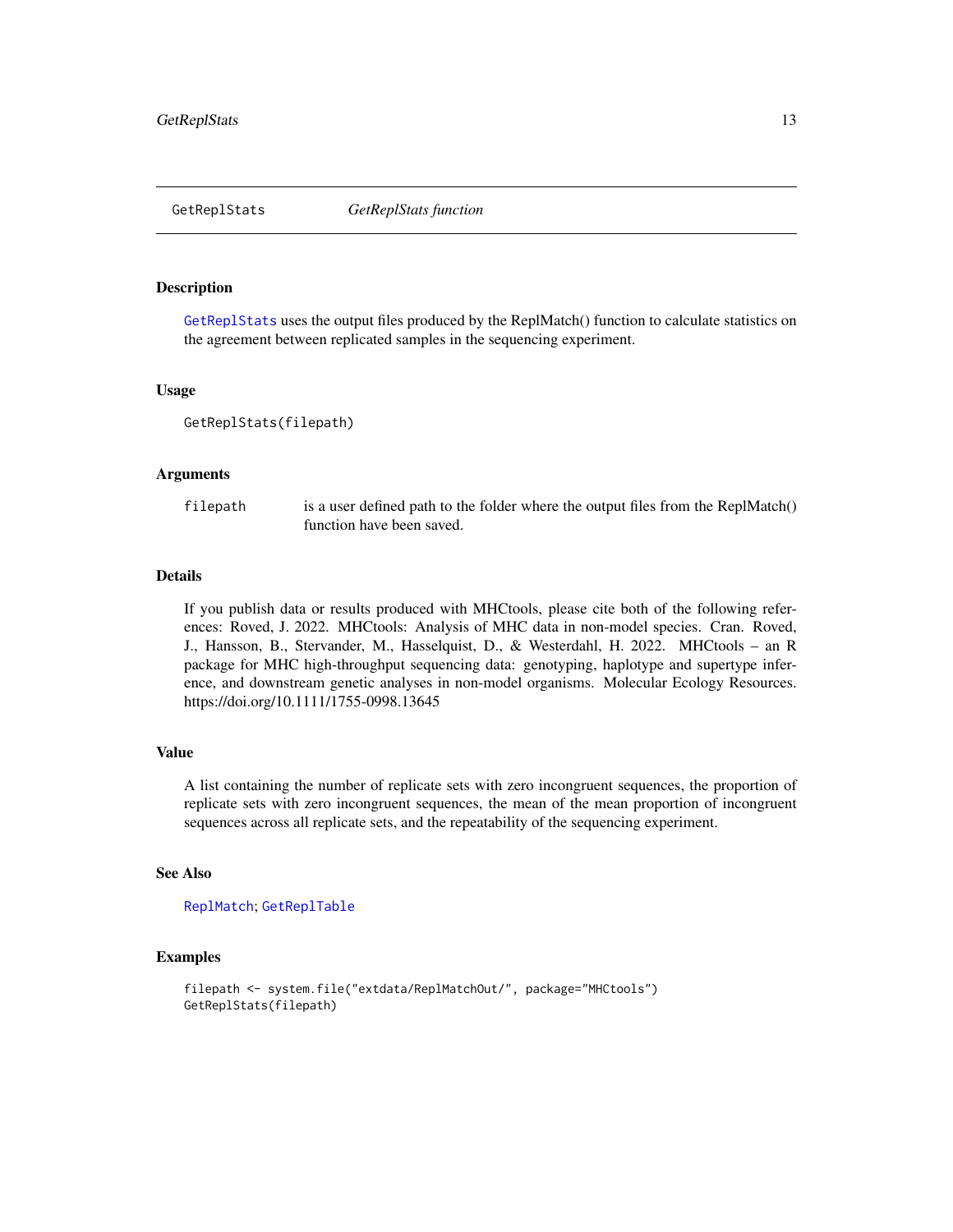## GetReplStats — *GetReplStats function*

### Description

GetReplStats uses the output files produced by the ReplMatch() function to calculate statistics on the agreement between replicated samples in the sequencing experiment.

### Usage

```
GetReplStats(filepath)
```

### Arguments

| | |
|---|---|
| filepath | is a user defined path to the folder where the output files from the ReplMatch() function have been saved. |

### Details

If you publish data or results produced with MHCtools, please cite both of the following references: Roved, J. 2022. MHCtools: Analysis of MHC data in non-model species. Cran. Roved, J., Hansson, B., Stervander, M., Hasselquist, D., & Westerdahl, H. 2022. MHCtools – an R package for MHC high-throughput sequencing data: genotyping, haplotype and supertype inference, and downstream genetic analyses in non-model organisms. Molecular Ecology Resources. https://doi.org/10.1111/1755-0998.13645

### Value

A list containing the number of replicate sets with zero incongruent sequences, the proportion of replicate sets with zero incongruent sequences, the mean of the mean proportion of incongruent sequences across all replicate sets, and the repeatability of the sequencing experiment.

### See Also

ReplMatch; GetReplTable

### Examples

```
filepath <- system.file("extdata/ReplMatchOut/", package="MHCtools")
GetReplStats(filepath)
```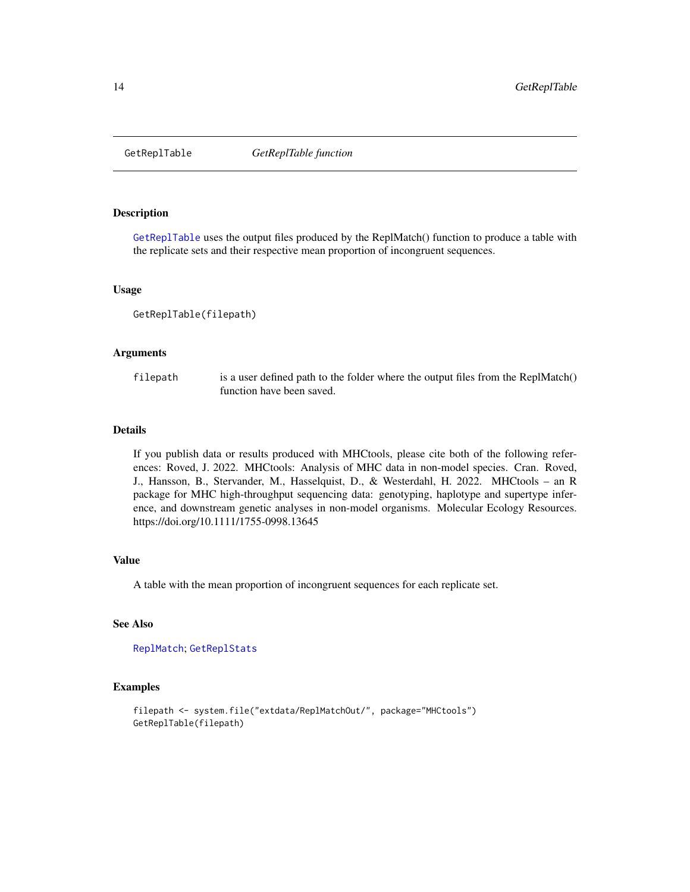## GetReplTable — *GetReplTable function*

### Description

GetReplTable uses the output files produced by the ReplMatch() function to produce a table with the replicate sets and their respective mean proportion of incongruent sequences.

### Usage

```
GetReplTable(filepath)
```

### Arguments

| | |
|---|---|
| filepath | is a user defined path to the folder where the output files from the ReplMatch() function have been saved. |

### Details

If you publish data or results produced with MHCtools, please cite both of the following references: Roved, J. 2022. MHCtools: Analysis of MHC data in non-model species. Cran. Roved, J., Hansson, B., Stervander, M., Hasselquist, D., & Westerdahl, H. 2022. MHCtools – an R package for MHC high-throughput sequencing data: genotyping, haplotype and supertype inference, and downstream genetic analyses in non-model organisms. Molecular Ecology Resources. https://doi.org/10.1111/1755-0998.13645

### Value

A table with the mean proportion of incongruent sequences for each replicate set.

### See Also

ReplMatch; GetReplStats

### Examples

```
filepath <- system.file("extdata/ReplMatchOut/", package="MHCtools")
GetReplTable(filepath)
```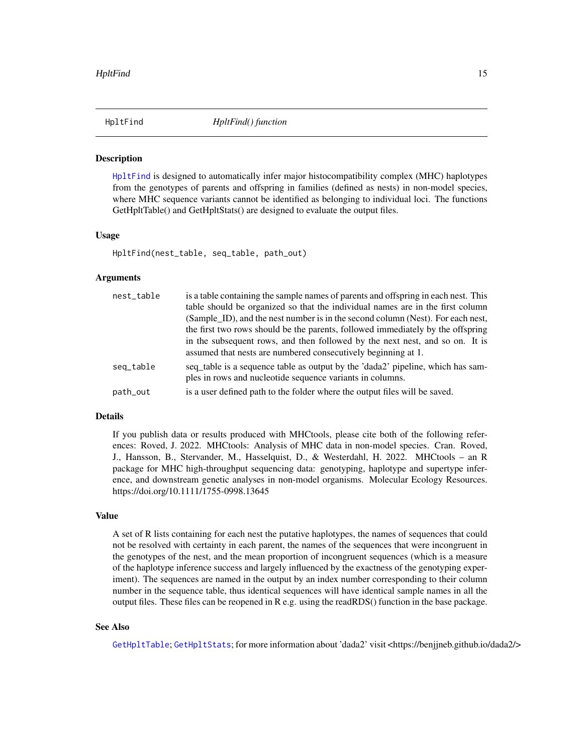## HpltFind — *HpltFind() function*

### Description

HpltFind is designed to automatically infer major histocompatibility complex (MHC) haplotypes from the genotypes of parents and offspring in families (defined as nests) in non-model species, where MHC sequence variants cannot be identified as belonging to individual loci. The functions GetHpltTable() and GetHpltStats() are designed to evaluate the output files.

### Usage

```
HpltFind(nest_table, seq_table, path_out)
```

### Arguments

| | |
|---|---|
| nest_table | is a table containing the sample names of parents and offspring in each nest. This table should be organized so that the individual names are in the first column (Sample_ID), and the nest number is in the second column (Nest). For each nest, the first two rows should be the parents, followed immediately by the offspring in the subsequent rows, and then followed by the next nest, and so on. It is assumed that nests are numbered consecutively beginning at 1. |
| seq_table | seq_table is a sequence table as output by the 'dada2' pipeline, which has samples in rows and nucleotide sequence variants in columns. |
| path_out | is a user defined path to the folder where the output files will be saved. |

### Details

If you publish data or results produced with MHCtools, please cite both of the following references: Roved, J. 2022. MHCtools: Analysis of MHC data in non-model species. Cran. Roved, J., Hansson, B., Stervander, M., Hasselquist, D., & Westerdahl, H. 2022. MHCtools – an R package for MHC high-throughput sequencing data: genotyping, haplotype and supertype inference, and downstream genetic analyses in non-model organisms. Molecular Ecology Resources. https://doi.org/10.1111/1755-0998.13645

### Value

A set of R lists containing for each nest the putative haplotypes, the names of sequences that could not be resolved with certainty in each parent, the names of the sequences that were incongruent in the genotypes of the nest, and the mean proportion of incongruent sequences (which is a measure of the haplotype inference success and largely influenced by the exactness of the genotyping experiment). The sequences are named in the output by an index number corresponding to their column number in the sequence table, thus identical sequences will have identical sample names in all the output files. These files can be reopened in R e.g. using the readRDS() function in the base package.

### See Also

GetHpltTable; GetHpltStats; for more information about 'dada2' visit <https://benjjneb.github.io/dada2/>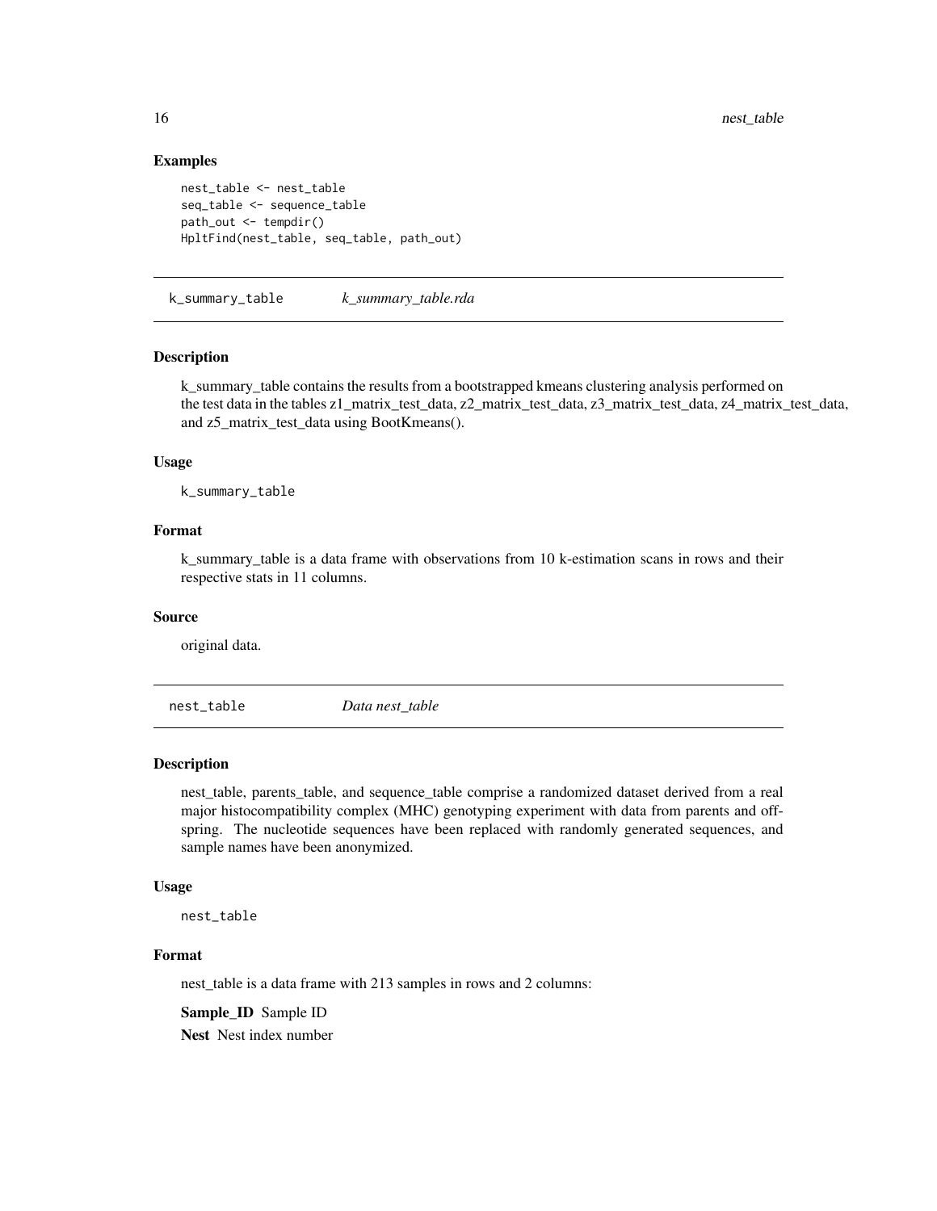### Examples

```
nest_table <- nest_table
seq_table <- sequence_table
path_out <- tempdir()
HpltFind(nest_table, seq_table, path_out)
```

## k_summary_table *k_summary_table.rda*

### Description

k_summary_table contains the results from a bootstrapped kmeans clustering analysis performed on the test data in the tables z1_matrix_test_data, z2_matrix_test_data, z3_matrix_test_data, z4_matrix_test_data, and z5_matrix_test_data using BootKmeans().

### Usage

```
k_summary_table
```

### Format

k_summary_table is a data frame with observations from 10 k-estimation scans in rows and their respective stats in 11 columns.

### Source

original data.

## nest_table *Data nest_table*

### Description

nest_table, parents_table, and sequence_table comprise a randomized dataset derived from a real major histocompatibility complex (MHC) genotyping experiment with data from parents and offspring. The nucleotide sequences have been replaced with randomly generated sequences, and sample names have been anonymized.

### Usage

```
nest_table
```

### Format

nest_table is a data frame with 213 samples in rows and 2 columns:

**Sample_ID** Sample ID

**Nest** Nest index number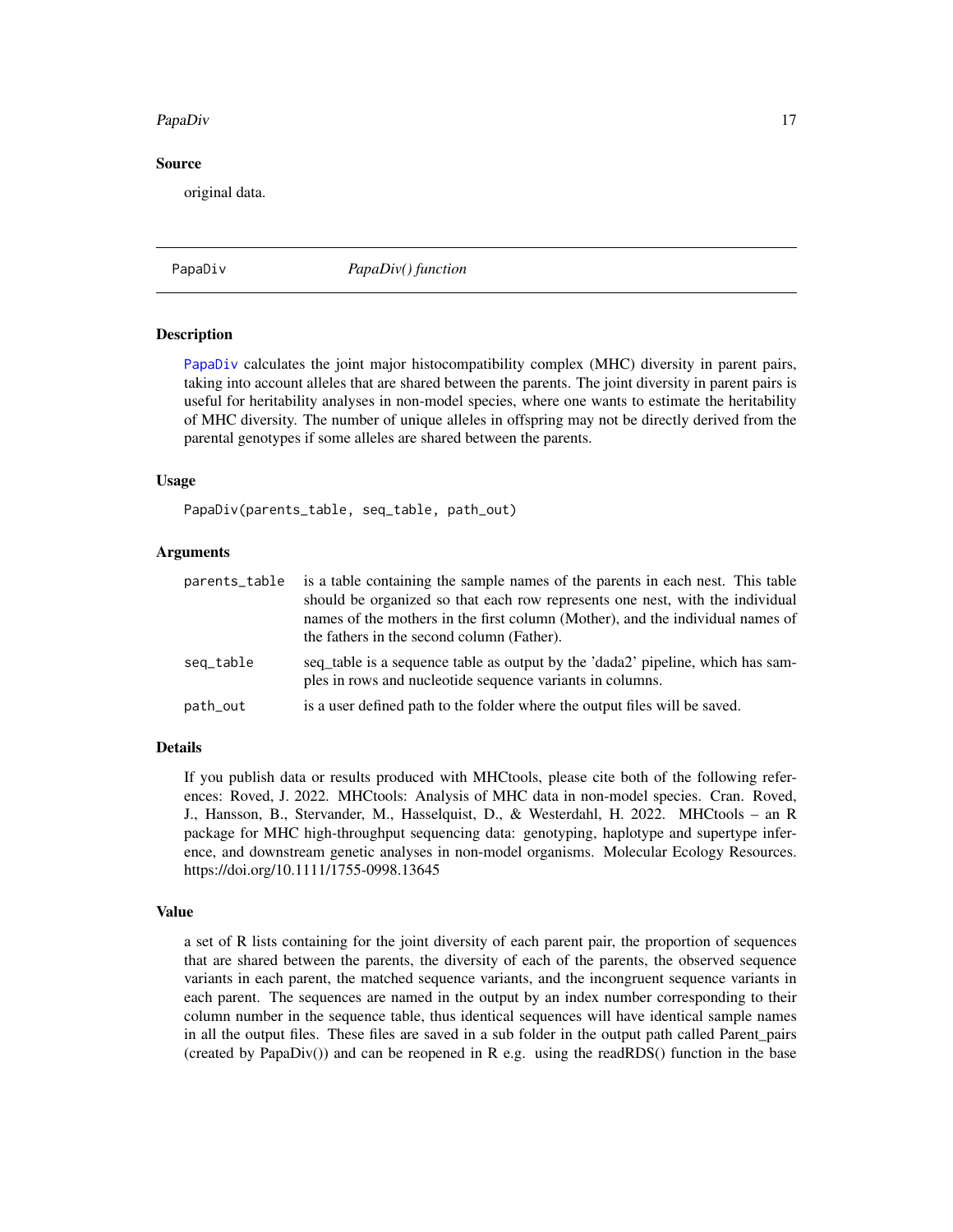### Source

original data.

---

PapaDiv *PapaDiv() function*

---

### Description

PapaDiv calculates the joint major histocompatibility complex (MHC) diversity in parent pairs, taking into account alleles that are shared between the parents. The joint diversity in parent pairs is useful for heritability analyses in non-model species, where one wants to estimate the heritability of MHC diversity. The number of unique alleles in offspring may not be directly derived from the parental genotypes if some alleles are shared between the parents.

### Usage

```
PapaDiv(parents_table, seq_table, path_out)
```

### Arguments

| | |
|---|---|
| parents_table | is a table containing the sample names of the parents in each nest. This table should be organized so that each row represents one nest, with the individual names of the mothers in the first column (Mother), and the individual names of the fathers in the second column (Father). |
| seq_table | seq_table is a sequence table as output by the 'dada2' pipeline, which has samples in rows and nucleotide sequence variants in columns. |
| path_out | is a user defined path to the folder where the output files will be saved. |

### Details

If you publish data or results produced with MHCtools, please cite both of the following references: Roved, J. 2022. MHCtools: Analysis of MHC data in non-model species. Cran. Roved, J., Hansson, B., Stervander, M., Hasselquist, D., & Westerdahl, H. 2022. MHCtools – an R package for MHC high-throughput sequencing data: genotyping, haplotype and supertype inference, and downstream genetic analyses in non-model organisms. Molecular Ecology Resources. https://doi.org/10.1111/1755-0998.13645

### Value

a set of R lists containing for the joint diversity of each parent pair, the proportion of sequences that are shared between the parents, the diversity of each of the parents, the observed sequence variants in each parent, the matched sequence variants, and the incongruent sequence variants in each parent. The sequences are named in the output by an index number corresponding to their column number in the sequence table, thus identical sequences will have identical sample names in all the output files. These files are saved in a sub folder in the output path called Parent_pairs (created by PapaDiv()) and can be reopened in R e.g. using the readRDS() function in the base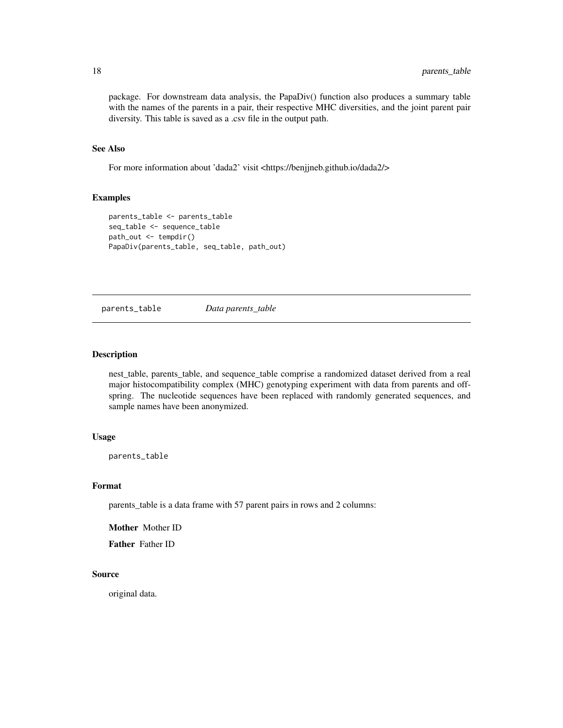package. For downstream data analysis, the PapaDiv() function also produces a summary table with the names of the parents in a pair, their respective MHC diversities, and the joint parent pair diversity. This table is saved as a .csv file in the output path.

### See Also

For more information about 'dada2' visit <https://benjjneb.github.io/dada2/>

### Examples

```
parents_table <- parents_table
seq_table <- sequence_table
path_out <- tempdir()
PapaDiv(parents_table, seq_table, path_out)
```

---

## parents_table    *Data parents_table*

---

### Description

nest_table, parents_table, and sequence_table comprise a randomized dataset derived from a real major histocompatibility complex (MHC) genotyping experiment with data from parents and offspring. The nucleotide sequences have been replaced with randomly generated sequences, and sample names have been anonymized.

### Usage

```
parents_table
```

### Format

parents_table is a data frame with 57 parent pairs in rows and 2 columns:

**Mother** Mother ID

**Father** Father ID

### Source

original data.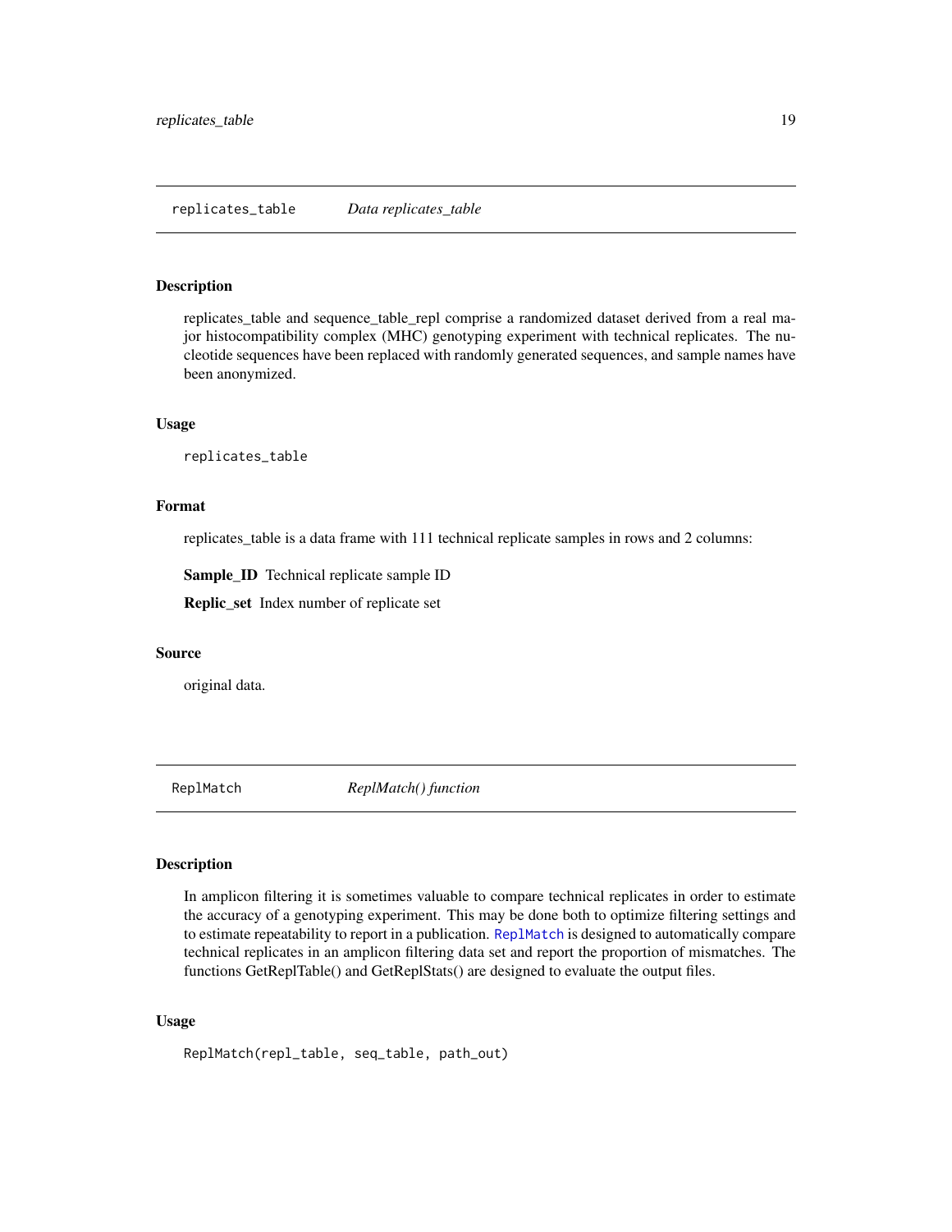## replicates_table — *Data replicates_table*

### Description

replicates_table and sequence_table_repl comprise a randomized dataset derived from a real major histocompatibility complex (MHC) genotyping experiment with technical replicates. The nucleotide sequences have been replaced with randomly generated sequences, and sample names have been anonymized.

### Usage

```
replicates_table
```

### Format

replicates_table is a data frame with 111 technical replicate samples in rows and 2 columns:

**Sample_ID** Technical replicate sample ID

**Replic_set** Index number of replicate set

### Source

original data.

## ReplMatch — *ReplMatch() function*

### Description

In amplicon filtering it is sometimes valuable to compare technical replicates in order to estimate the accuracy of a genotyping experiment. This may be done both to optimize filtering settings and to estimate repeatability to report in a publication. ReplMatch is designed to automatically compare technical replicates in an amplicon filtering data set and report the proportion of mismatches. The functions GetReplTable() and GetReplStats() are designed to evaluate the output files.

### Usage

```
ReplMatch(repl_table, seq_table, path_out)
```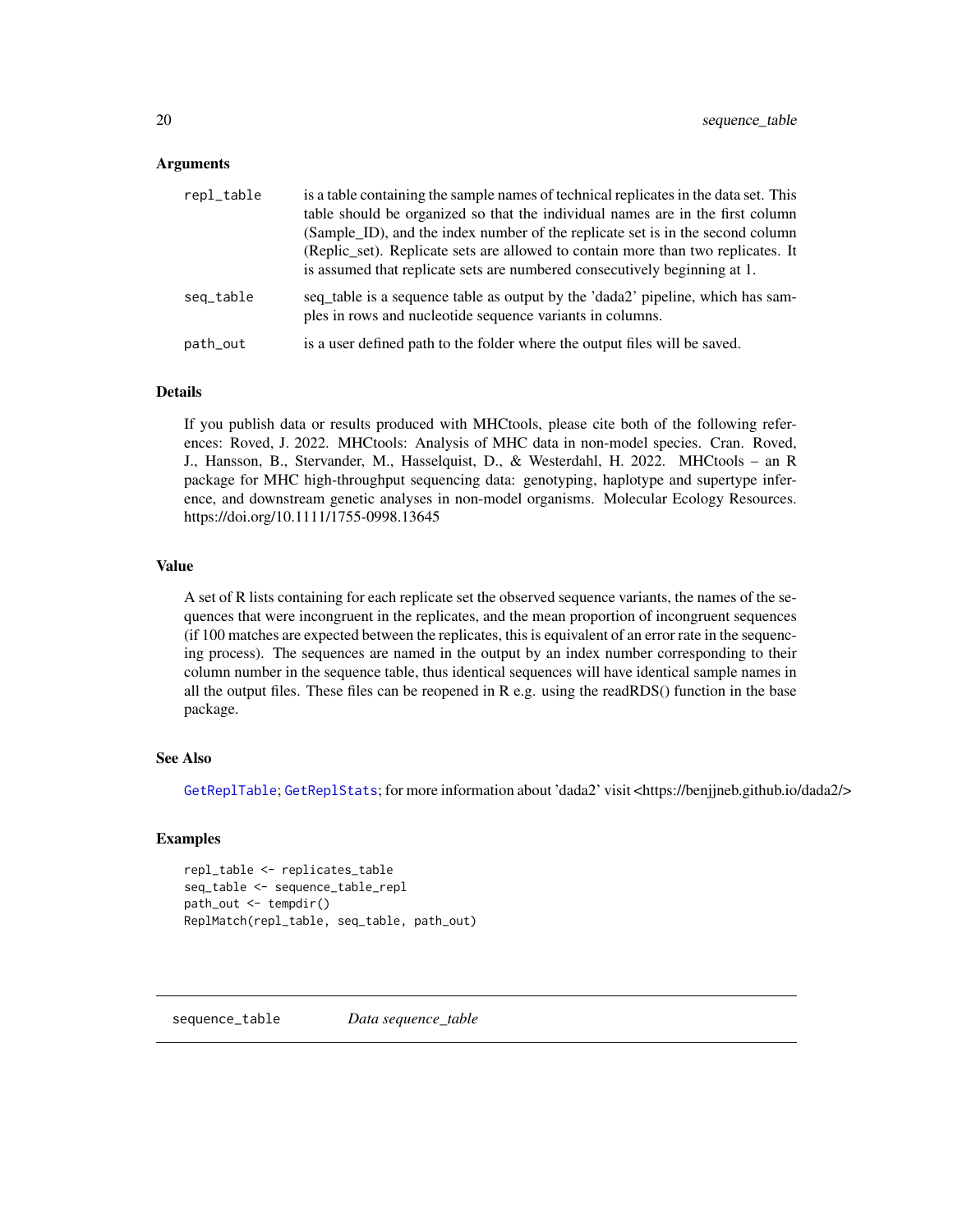### Arguments

| | |
|---|---|
| repl_table | is a table containing the sample names of technical replicates in the data set. This table should be organized so that the individual names are in the first column (Sample_ID), and the index number of the replicate set is in the second column (Replic_set). Replicate sets are allowed to contain more than two replicates. It is assumed that replicate sets are numbered consecutively beginning at 1. |
| seq_table | seq_table is a sequence table as output by the 'dada2' pipeline, which has samples in rows and nucleotide sequence variants in columns. |
| path_out | is a user defined path to the folder where the output files will be saved. |

### Details

If you publish data or results produced with MHCtools, please cite both of the following references: Roved, J. 2022. MHCtools: Analysis of MHC data in non-model species. Cran. Roved, J., Hansson, B., Stervander, M., Hasselquist, D., & Westerdahl, H. 2022. MHCtools – an R package for MHC high-throughput sequencing data: genotyping, haplotype and supertype inference, and downstream genetic analyses in non-model organisms. Molecular Ecology Resources. https://doi.org/10.1111/1755-0998.13645

### Value

A set of R lists containing for each replicate set the observed sequence variants, the names of the sequences that were incongruent in the replicates, and the mean proportion of incongruent sequences (if 100 matches are expected between the replicates, this is equivalent of an error rate in the sequencing process). The sequences are named in the output by an index number corresponding to their column number in the sequence table, thus identical sequences will have identical sample names in all the output files. These files can be reopened in R e.g. using the readRDS() function in the base package.

### See Also

GetReplTable; GetReplStats; for more information about 'dada2' visit <https://benjjneb.github.io/dada2/>

### Examples

```
repl_table <- replicates_table
seq_table <- sequence_table_repl
path_out <- tempdir()
ReplMatch(repl_table, seq_table, path_out)
```

---

## sequence_table &nbsp;&nbsp;&nbsp; *Data sequence_table*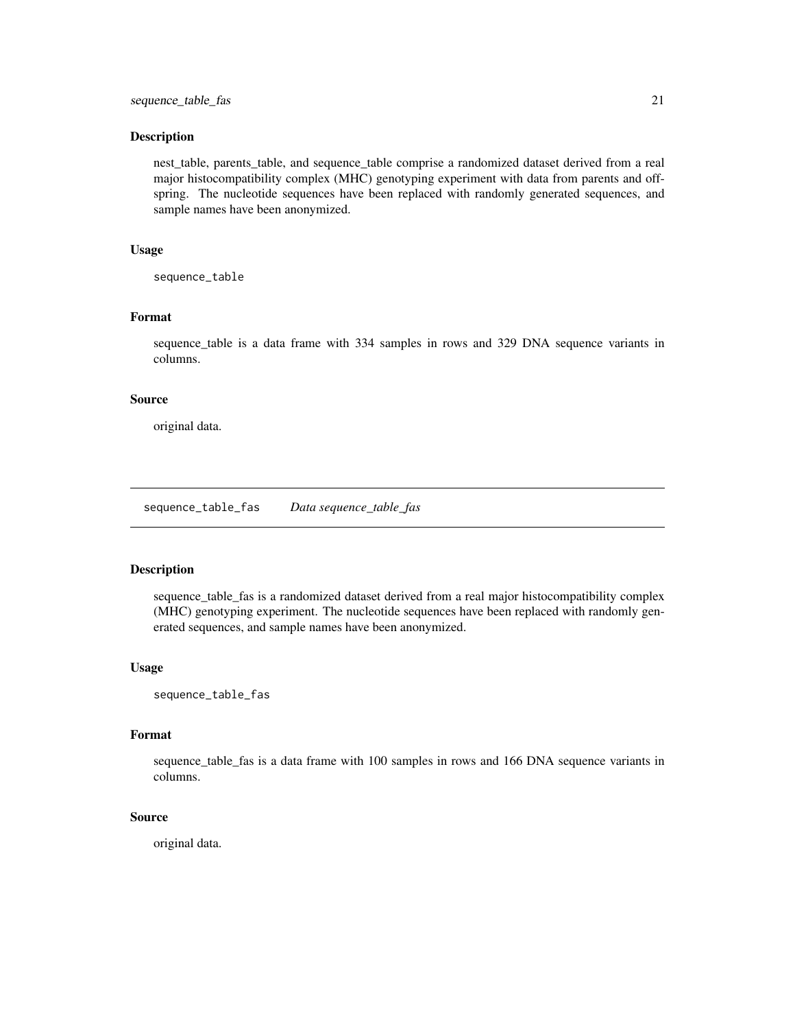## Description

nest_table, parents_table, and sequence_table comprise a randomized dataset derived from a real major histocompatibility complex (MHC) genotyping experiment with data from parents and offspring. The nucleotide sequences have been replaced with randomly generated sequences, and sample names have been anonymized.

## Usage

```
sequence_table
```

## Format

sequence_table is a data frame with 334 samples in rows and 329 DNA sequence variants in columns.

## Source

original data.

---

# sequence_table_fas — *Data sequence_table_fas*

---

## Description

sequence_table_fas is a randomized dataset derived from a real major histocompatibility complex (MHC) genotyping experiment. The nucleotide sequences have been replaced with randomly generated sequences, and sample names have been anonymized.

## Usage

```
sequence_table_fas
```

## Format

sequence_table_fas is a data frame with 100 samples in rows and 166 DNA sequence variants in columns.

## Source

original data.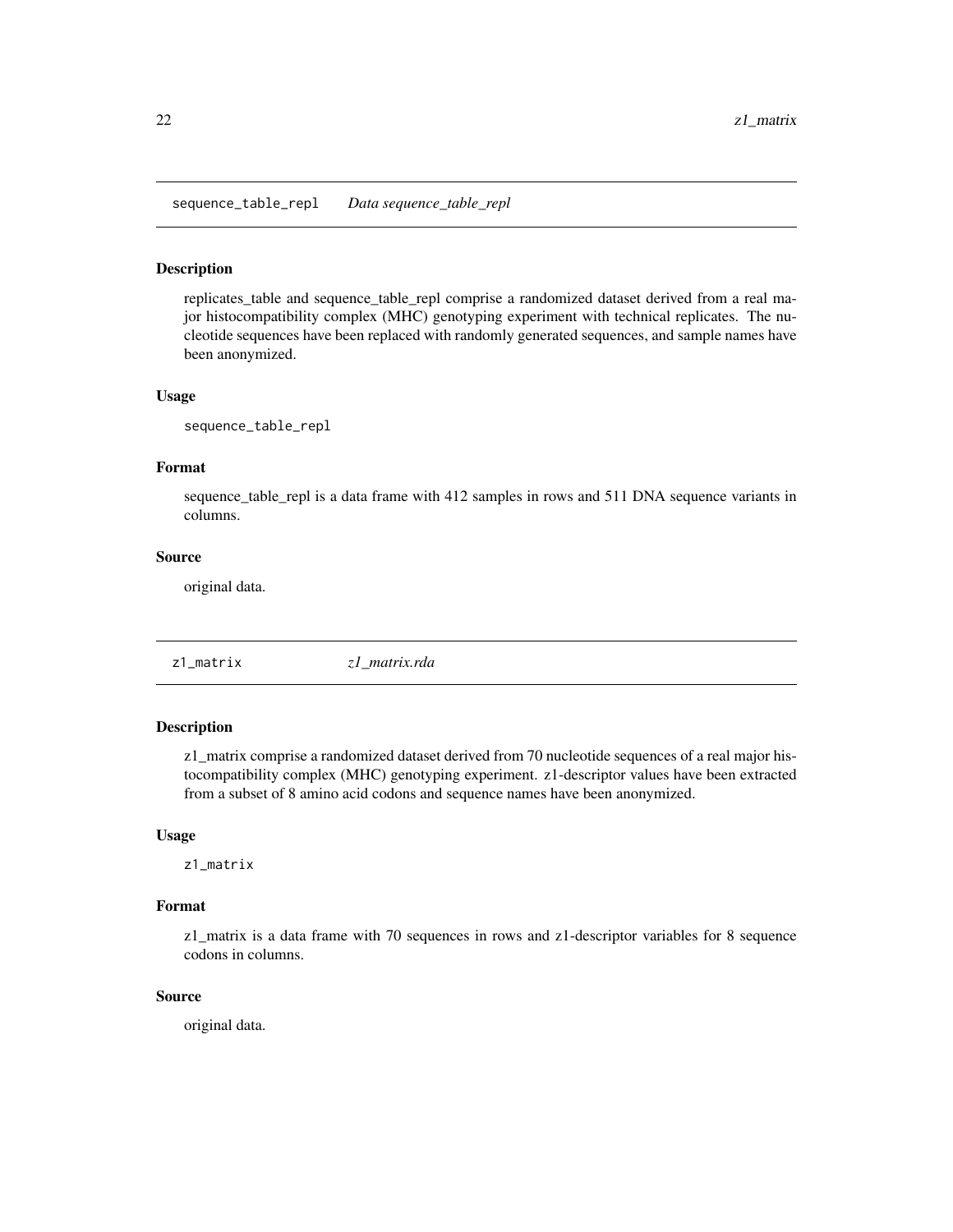## sequence_table_repl    *Data sequence_table_repl*

### Description

replicates_table and sequence_table_repl comprise a randomized dataset derived from a real major histocompatibility complex (MHC) genotyping experiment with technical replicates. The nucleotide sequences have been replaced with randomly generated sequences, and sample names have been anonymized.

### Usage

```
sequence_table_repl
```

### Format

sequence_table_repl is a data frame with 412 samples in rows and 511 DNA sequence variants in columns.

### Source

original data.

## z1_matrix    *z1_matrix.rda*

### Description

z1_matrix comprise a randomized dataset derived from 70 nucleotide sequences of a real major histocompatibility complex (MHC) genotyping experiment. z1-descriptor values have been extracted from a subset of 8 amino acid codons and sequence names have been anonymized.

### Usage

```
z1_matrix
```

### Format

z1_matrix is a data frame with 70 sequences in rows and z1-descriptor variables for 8 sequence codons in columns.

### Source

original data.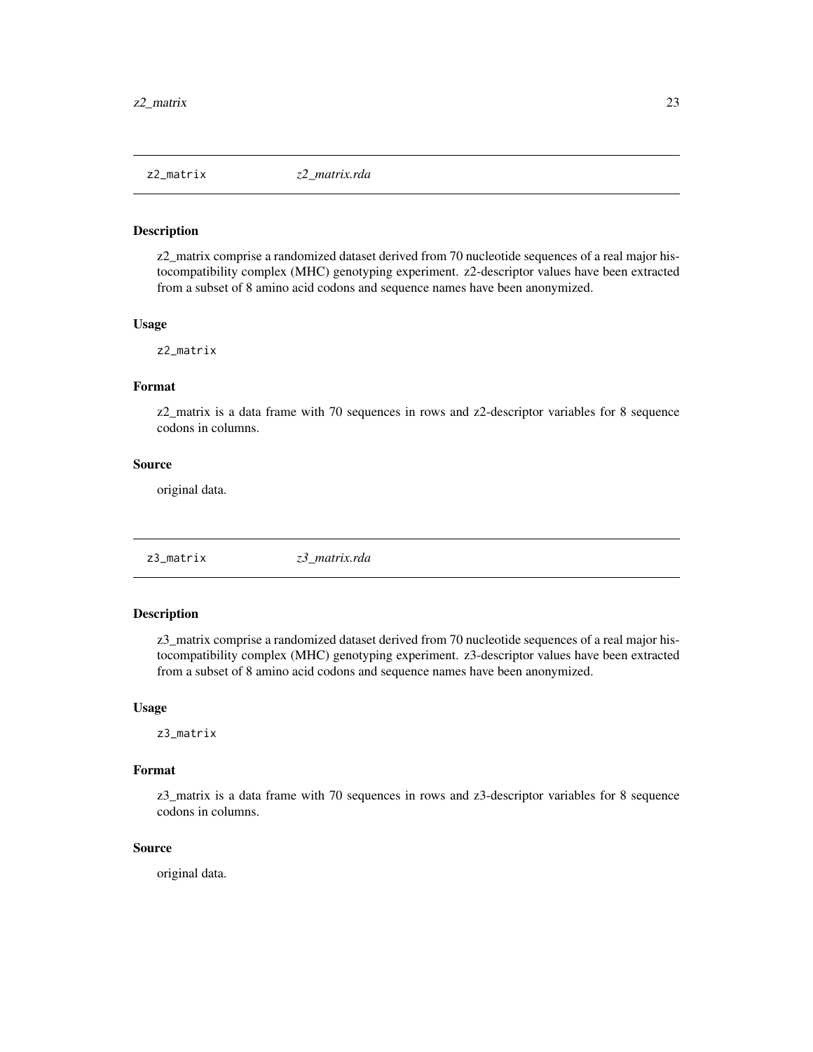## z2_matrix *z2_matrix.rda*

### Description

z2_matrix comprise a randomized dataset derived from 70 nucleotide sequences of a real major histocompatibility complex (MHC) genotyping experiment. z2-descriptor values have been extracted from a subset of 8 amino acid codons and sequence names have been anonymized.

### Usage

```
z2_matrix
```

### Format

z2_matrix is a data frame with 70 sequences in rows and z2-descriptor variables for 8 sequence codons in columns.

### Source

original data.

## z3_matrix *z3_matrix.rda*

### Description

z3_matrix comprise a randomized dataset derived from 70 nucleotide sequences of a real major histocompatibility complex (MHC) genotyping experiment. z3-descriptor values have been extracted from a subset of 8 amino acid codons and sequence names have been anonymized.

### Usage

```
z3_matrix
```

### Format

z3_matrix is a data frame with 70 sequences in rows and z3-descriptor variables for 8 sequence codons in columns.

### Source

original data.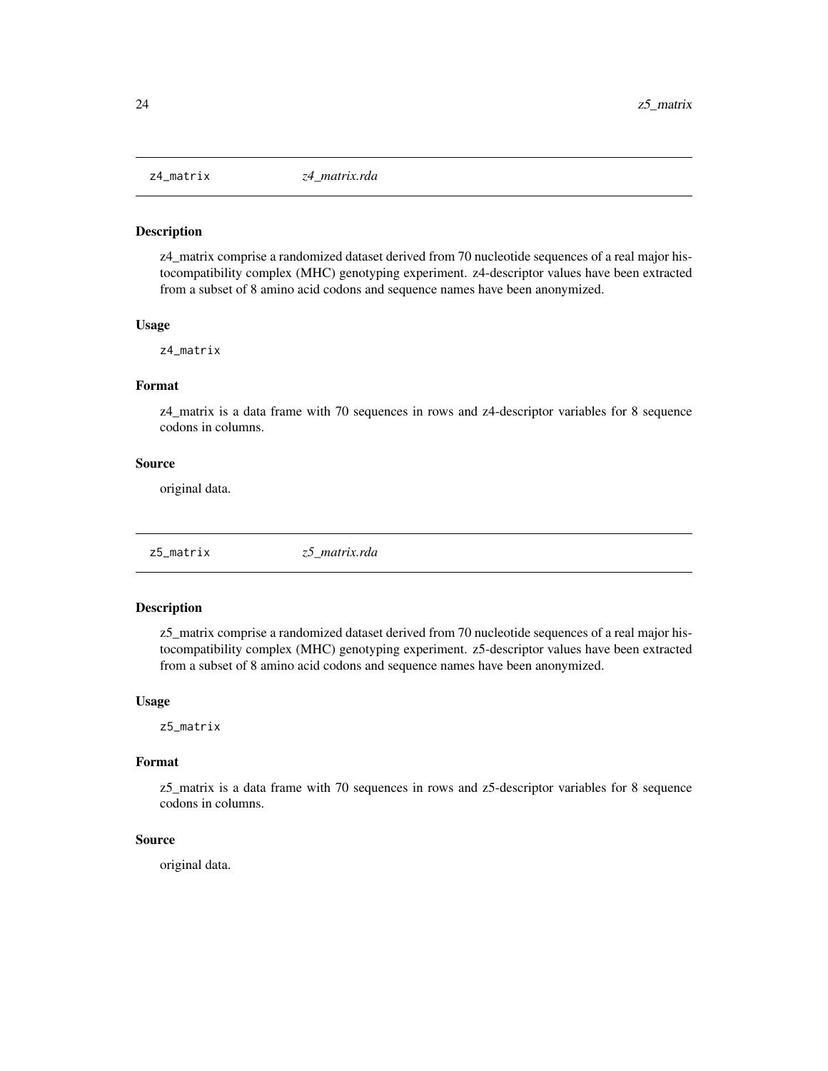## z4_matrix *z4_matrix.rda*

### Description

z4_matrix comprise a randomized dataset derived from 70 nucleotide sequences of a real major histocompatibility complex (MHC) genotyping experiment. z4-descriptor values have been extracted from a subset of 8 amino acid codons and sequence names have been anonymized.

### Usage

```
z4_matrix
```

### Format

z4_matrix is a data frame with 70 sequences in rows and z4-descriptor variables for 8 sequence codons in columns.

### Source

original data.

## z5_matrix *z5_matrix.rda*

### Description

z5_matrix comprise a randomized dataset derived from 70 nucleotide sequences of a real major histocompatibility complex (MHC) genotyping experiment. z5-descriptor values have been extracted from a subset of 8 amino acid codons and sequence names have been anonymized.

### Usage

```
z5_matrix
```

### Format

z5_matrix is a data frame with 70 sequences in rows and z5-descriptor variables for 8 sequence codons in columns.

### Source

original data.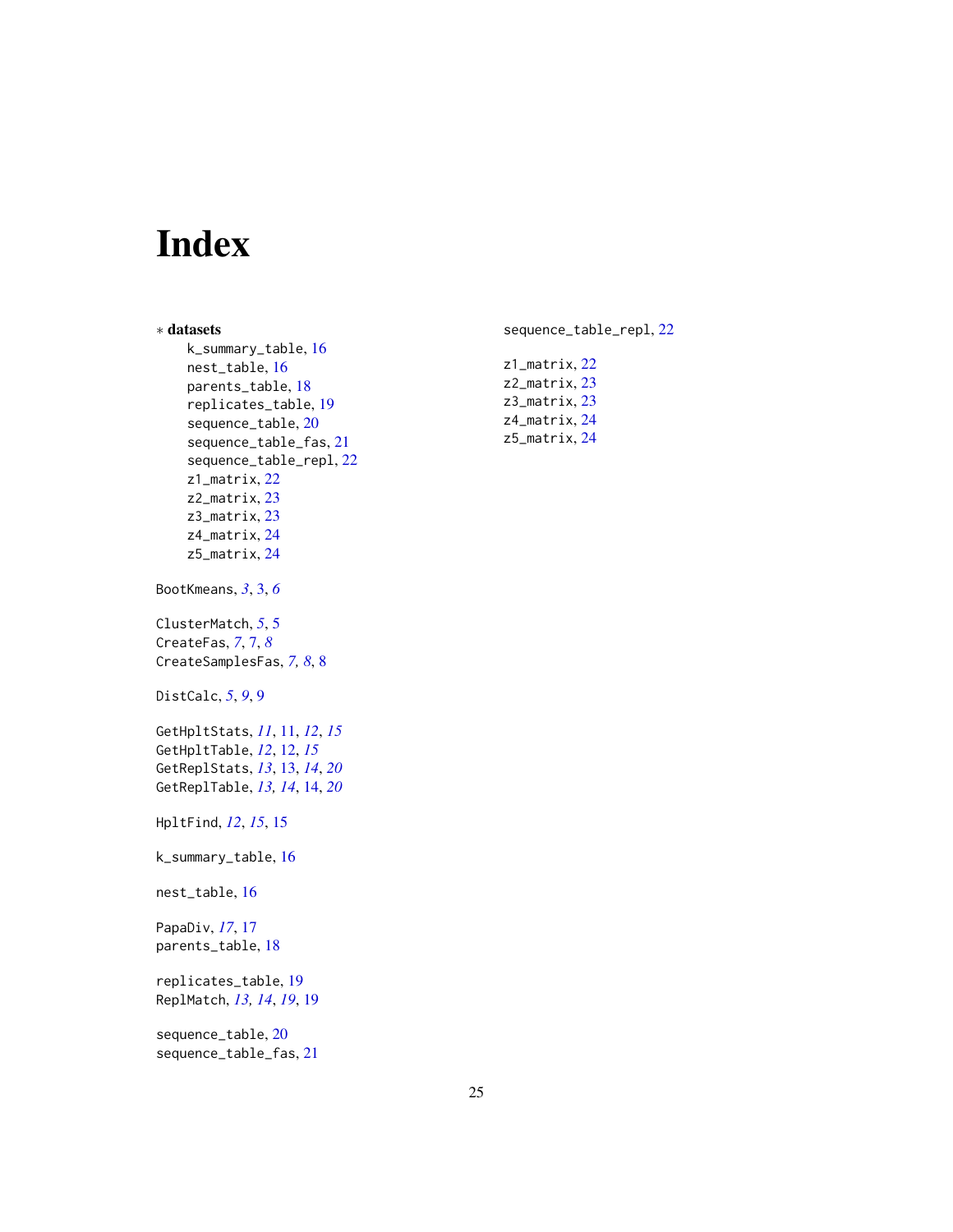# Index

∗ **datasets**
- k_summary_table, 16
- nest_table, 16
- parents_table, 18
- replicates_table, 19
- sequence_table, 20
- sequence_table_fas, 21
- sequence_table_repl, 22
- z1_matrix, 22
- z2_matrix, 23
- z3_matrix, 23
- z4_matrix, 24
- z5_matrix, 24

BootKmeans, *3*, 3, *6*

ClusterMatch, *5*, 5
CreateFas, *7*, 7, *8*
CreateSamplesFas, *7, 8*, 8

DistCalc, *5*, *9*, 9

GetHpltStats, *11*, 11, *12*, *15*
GetHpltTable, *12*, 12, *15*
GetReplStats, *13*, 13, *14*, *20*
GetReplTable, *13, 14*, 14, *20*

HpltFind, *12*, *15*, 15

k_summary_table, 16

nest_table, 16

PapaDiv, *17*, 17
parents_table, 18

replicates_table, 19
ReplMatch, *13, 14*, *19*, 19

sequence_table, 20
sequence_table_fas, 21
sequence_table_repl, 22

z1_matrix, 22
z2_matrix, 23
z3_matrix, 23
z4_matrix, 24
z5_matrix, 24